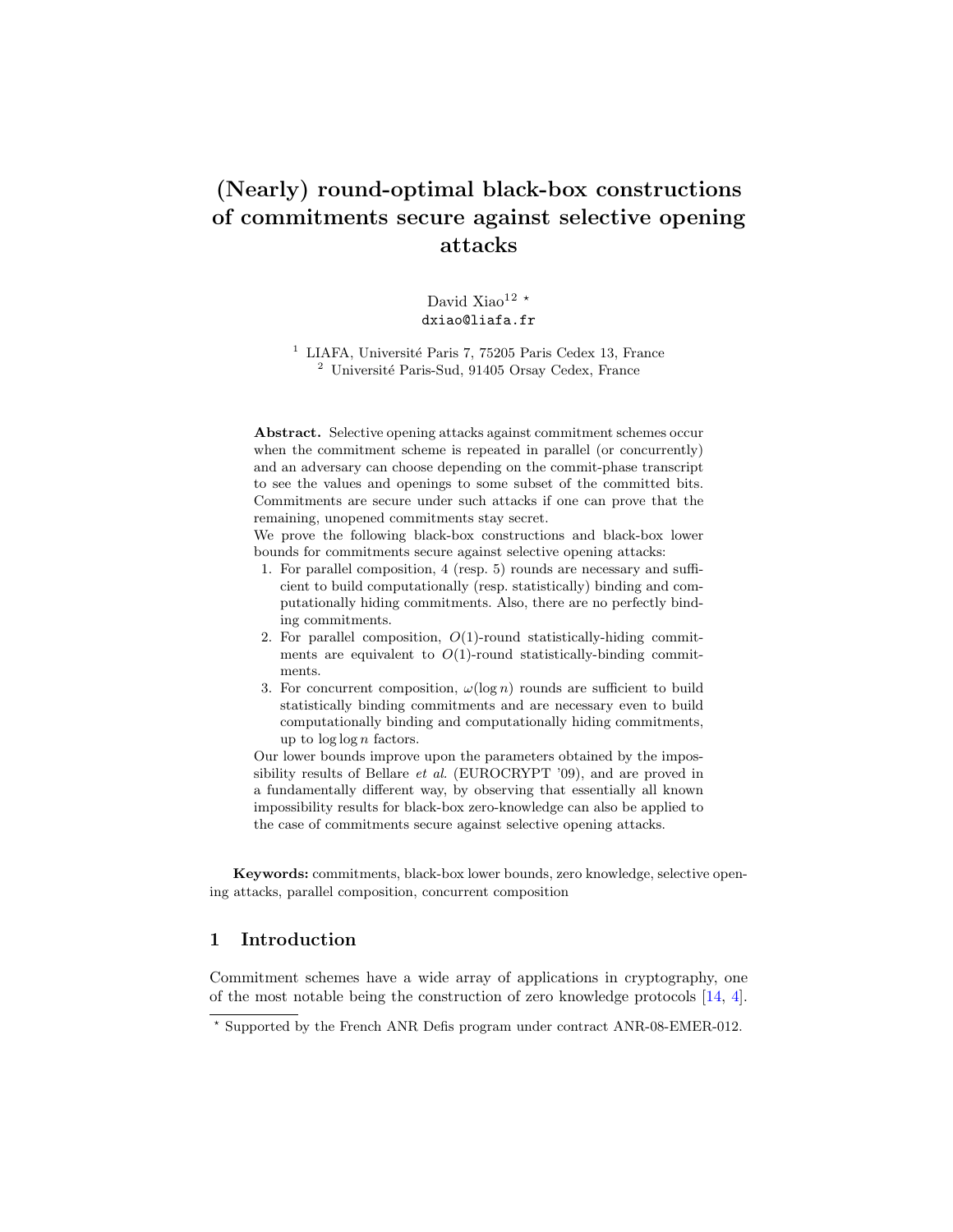# (Nearly) round-optimal black-box constructions of commitments secure against selective opening attacks

David Xiao[1,2] *

dxiao@liafa.fr

[1] LIAFA, Université Paris 7, 75205 Paris Cedex 13, France
[2] Université Paris-Sud, 91405 Orsay Cedex, France

**Abstract.** Selective opening attacks against commitment schemes occur when the commitment scheme is repeated in parallel (or concurrently) and an adversary can choose depending on the commit-phase transcript to see the values and openings to some subset of the committed bits. Commitments are secure under such attacks if one can prove that the remaining, unopened commitments stay secret.

We prove the following black-box constructions and black-box lower bounds for commitments secure against selective opening attacks:

1. For parallel composition, 4 (resp. 5) rounds are necessary and sufficient to build computationally (resp. statistically) binding and computationally hiding commitments. Also, there are no perfectly binding commitments.
2. For parallel composition, $O(1)$-round statistically-hiding commitments are equivalent to $O(1)$-round statistically-binding commitments.
3. For concurrent composition, $\omega(\log n)$ rounds are sufficient to build statistically binding commitments and are necessary even to build computationally binding and computationally hiding commitments, up to $\log \log n$ factors.

Our lower bounds improve upon the parameters obtained by the impossibility results of Bellare *et al.* (EUROCRYPT '09), and are proved in a fundamentally different way, by observing that essentially all known impossibility results for black-box zero-knowledge can also be applied to the case of commitments secure against selective opening attacks.

**Keywords:** commitments, black-box lower bounds, zero knowledge, selective opening attacks, parallel composition, concurrent composition

## 1 Introduction

Commitment schemes have a wide array of applications in cryptography, one of the most notable being the construction of zero knowledge protocols [14, 4].

* Supported by the French ANR Defis program under contract ANR-08-EMER-012.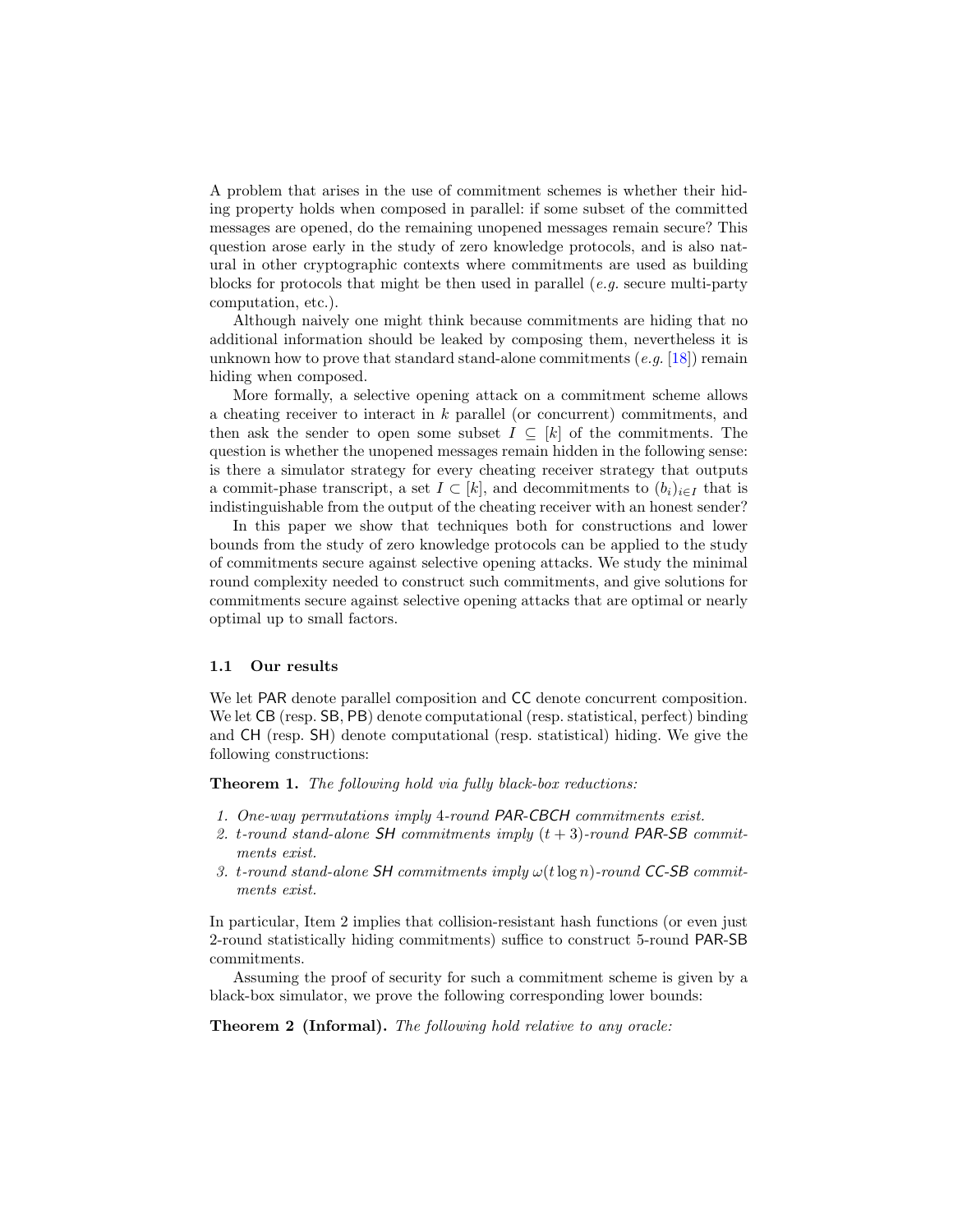A problem that arises in the use of commitment schemes is whether their hiding property holds when composed in parallel: if some subset of the committed messages are opened, do the remaining unopened messages remain secure? This question arose early in the study of zero knowledge protocols, and is also natural in other cryptographic contexts where commitments are used as building blocks for protocols that might be then used in parallel (*e.g.* secure multi-party computation, etc.).

Although naively one might think because commitments are hiding that no additional information should be leaked by composing them, nevertheless it is unknown how to prove that standard stand-alone commitments (*e.g.* [18]) remain hiding when composed.

More formally, a selective opening attack on a commitment scheme allows a cheating receiver to interact in $k$ parallel (or concurrent) commitments, and then ask the sender to open some subset $I \subseteq [k]$ of the commitments. The question is whether the unopened messages remain hidden in the following sense: is there a simulator strategy for every cheating receiver strategy that outputs a commit-phase transcript, a set $I \subset [k]$, and decommitments to $(b_i)_{i \in I}$ that is indistinguishable from the output of the cheating receiver with an honest sender?

In this paper we show that techniques both for constructions and lower bounds from the study of zero knowledge protocols can be applied to the study of commitments secure against selective opening attacks. We study the minimal round complexity needed to construct such commitments, and give solutions for commitments secure against selective opening attacks that are optimal or nearly optimal up to small factors.

### 1.1 Our results

We let $\mathsf{PAR}$ denote parallel composition and $\mathsf{CC}$ denote concurrent composition. We let $\mathsf{CB}$ (resp. $\mathsf{SB}$, $\mathsf{PB}$) denote computational (resp. statistical, perfect) binding and $\mathsf{CH}$ (resp. $\mathsf{SH}$) denote computational (resp. statistical) hiding. We give the following constructions:

**Theorem 1.** *The following hold via fully black-box reductions:*

1. *One-way permutations imply 4-round $\mathsf{PAR\text{-}CBCH}$ commitments exist.*
2. *$t$-round stand-alone $\mathsf{SH}$ commitments imply $(t+3)$-round $\mathsf{PAR\text{-}SB}$ commitments exist.*
3. *$t$-round stand-alone $\mathsf{SH}$ commitments imply $\omega(t \log n)$-round $\mathsf{CC\text{-}SB}$ commitments exist.*

In particular, Item 2 implies that collision-resistant hash functions (or even just 2-round statistically hiding commitments) suffice to construct 5-round $\mathsf{PAR\text{-}SB}$ commitments.

Assuming the proof of security for such a commitment scheme is given by a black-box simulator, we prove the following corresponding lower bounds:

**Theorem 2 (Informal).** *The following hold relative to any oracle:*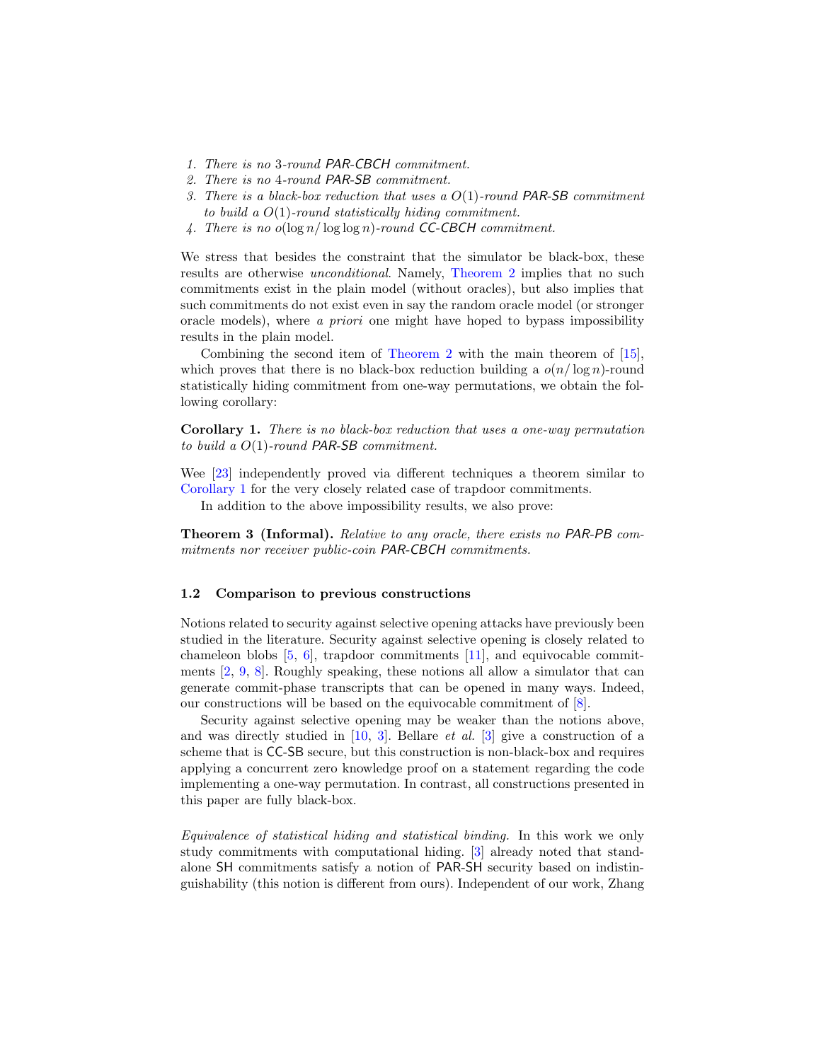1. *There is no 3-round PAR-CBCH commitment.*
2. *There is no 4-round PAR-SB commitment.*
3. *There is a black-box reduction that uses a $O(1)$-round PAR-SB commitment to build a $O(1)$-round statistically hiding commitment.*
4. *There is no $o(\log n / \log \log n)$-round CC-CBCH commitment.*

We stress that besides the constraint that the simulator be black-box, these results are otherwise *unconditional*. Namely, Theorem 2 implies that no such commitments exist in the plain model (without oracles), but also implies that such commitments do not exist even in say the random oracle model (or stronger oracle models), where *a priori* one might have hoped to bypass impossibility results in the plain model.

Combining the second item of Theorem 2 with the main theorem of [15], which proves that there is no black-box reduction building a $o(n/\log n)$-round statistically hiding commitment from one-way permutations, we obtain the following corollary:

**Corollary 1.** *There is no black-box reduction that uses a one-way permutation to build a $O(1)$-round PAR-SB commitment.*

Wee [23] independently proved via different techniques a theorem similar to Corollary 1 for the very closely related case of trapdoor commitments.

In addition to the above impossibility results, we also prove:

**Theorem 3 (Informal).** *Relative to any oracle, there exists no PAR-PB commitments nor receiver public-coin PAR-CBCH commitments.*

### 1.2 Comparison to previous constructions

Notions related to security against selective opening attacks have previously been studied in the literature. Security against selective opening is closely related to chameleon blobs [5, 6], trapdoor commitments [11], and equivocable commitments [2, 9, 8]. Roughly speaking, these notions all allow a simulator that can generate commit-phase transcripts that can be opened in many ways. Indeed, our constructions will be based on the equivocable commitment of [8].

Security against selective opening may be weaker than the notions above, and was directly studied in [10, 3]. Bellare *et al.* [3] give a construction of a scheme that is CC-SB secure, but this construction is non-black-box and requires applying a concurrent zero knowledge proof on a statement regarding the code implementing a one-way permutation. In contrast, all constructions presented in this paper are fully black-box.

*Equivalence of statistical hiding and statistical binding.* In this work we only study commitments with computational hiding. [3] already noted that stand-alone SH commitments satisfy a notion of PAR-SH security based on indistinguishability (this notion is different from ours). Independent of our work, Zhang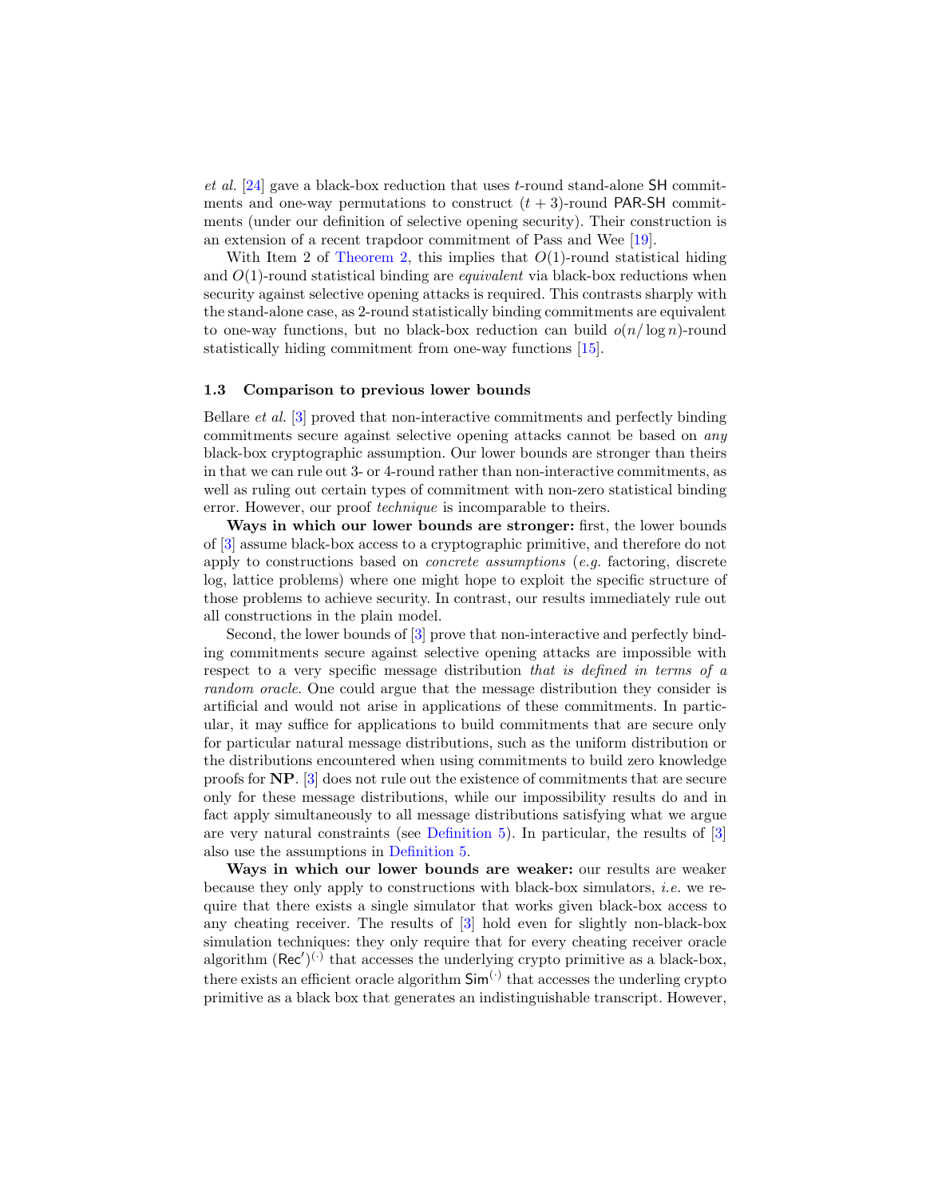*et al.* [24] gave a black-box reduction that uses $t$-round stand-alone SH commitments and one-way permutations to construct $(t + 3)$-round PAR-SH commitments (under our definition of selective opening security). Their construction is an extension of a recent trapdoor commitment of Pass and Wee [19].

With Item 2 of Theorem 2, this implies that $O(1)$-round statistical hiding and $O(1)$-round statistical binding are *equivalent* via black-box reductions when security against selective opening attacks is required. This contrasts sharply with the stand-alone case, as 2-round statistically binding commitments are equivalent to one-way functions, but no black-box reduction can build $o(n/\log n)$-round statistically hiding commitment from one-way functions [15].

### 1.3 Comparison to previous lower bounds

Bellare *et al.* [3] proved that non-interactive commitments and perfectly binding commitments secure against selective opening attacks cannot be based on *any* black-box cryptographic assumption. Our lower bounds are stronger than theirs in that we can rule out 3- or 4-round rather than non-interactive commitments, as well as ruling out certain types of commitment with non-zero statistical binding error. However, our proof *technique* is incomparable to theirs.

**Ways in which our lower bounds are stronger:** first, the lower bounds of [3] assume black-box access to a cryptographic primitive, and therefore do not apply to constructions based on *concrete assumptions* (*e.g.* factoring, discrete log, lattice problems) where one might hope to exploit the specific structure of those problems to achieve security. In contrast, our results immediately rule out all constructions in the plain model.

Second, the lower bounds of [3] prove that non-interactive and perfectly binding commitments secure against selective opening attacks are impossible with respect to a very specific message distribution *that is defined in terms of a random oracle*. One could argue that the message distribution they consider is artificial and would not arise in applications of these commitments. In particular, it may suffice for applications to build commitments that are secure only for particular natural message distributions, such as the uniform distribution or the distributions encountered when using commitments to build zero knowledge proofs for **NP**. [3] does not rule out the existence of commitments that are secure only for these message distributions, while our impossibility results do and in fact apply simultaneously to all message distributions satisfying what we argue are very natural constraints (see Definition 5). In particular, the results of [3] also use the assumptions in Definition 5.

**Ways in which our lower bounds are weaker:** our results are weaker because they only apply to constructions with black-box simulators, *i.e.* we require that there exists a single simulator that works given black-box access to any cheating receiver. The results of [3] hold even for slightly non-black-box simulation techniques: they only require that for every cheating receiver oracle algorithm $(\mathsf{Rec}')^{(\cdot)}$ that accesses the underlying crypto primitive as a black-box, there exists an efficient oracle algorithm $\mathsf{Sim}^{(\cdot)}$ that accesses the underling crypto primitive as a black box that generates an indistinguishable transcript. However,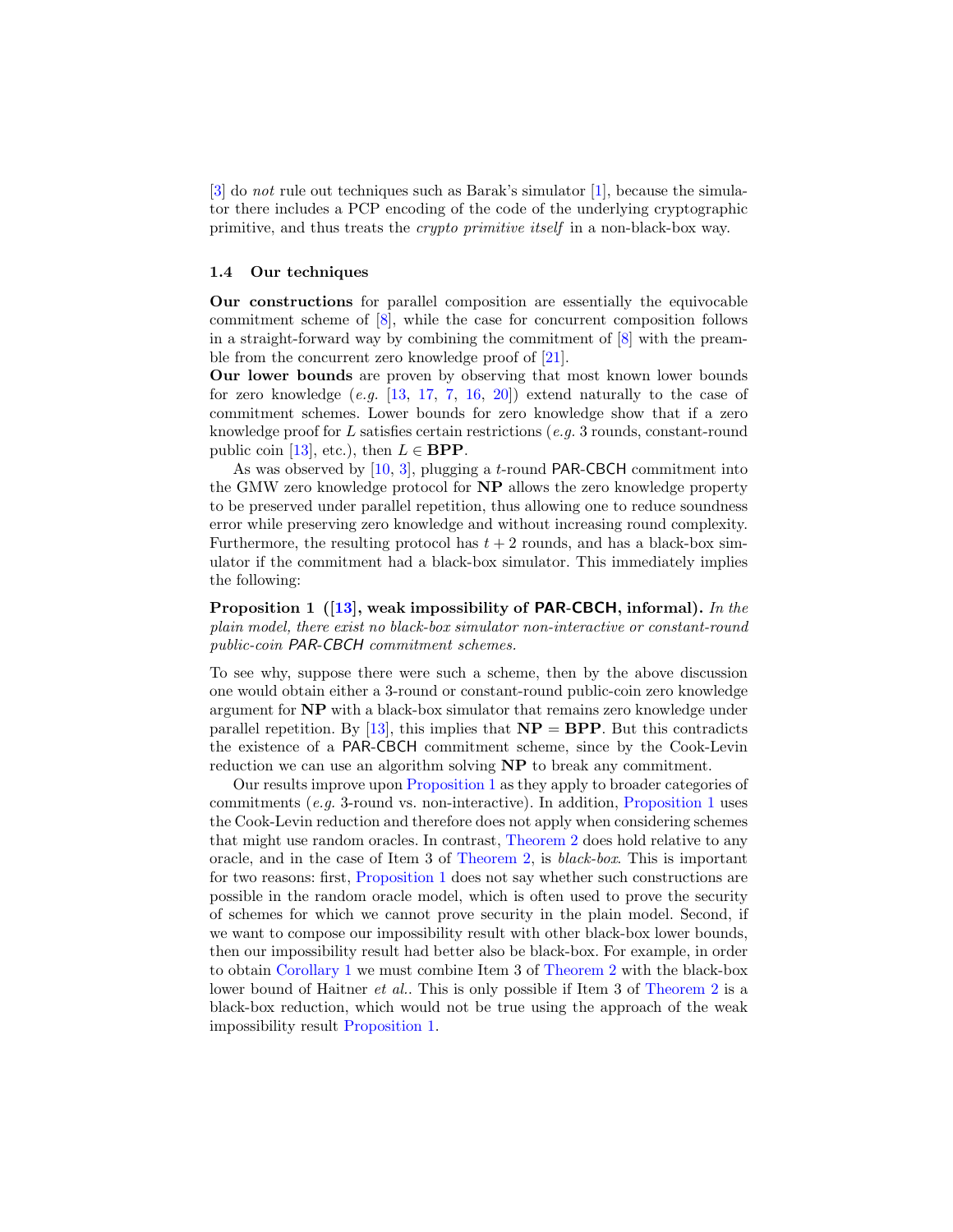[3] do *not* rule out techniques such as Barak's simulator [1], because the simulator there includes a PCP encoding of the code of the underlying cryptographic primitive, and thus treats the *crypto primitive itself* in a non-black-box way.

### 1.4 Our techniques

**Our constructions** for parallel composition are essentially the equivocable commitment scheme of [8], while the case for concurrent composition follows in a straight-forward way by combining the commitment of [8] with the preamble from the concurrent zero knowledge proof of [21].

**Our lower bounds** are proven by observing that most known lower bounds for zero knowledge (*e.g.* [13, 17, 7, 16, 20]) extend naturally to the case of commitment schemes. Lower bounds for zero knowledge show that if a zero knowledge proof for $L$ satisfies certain restrictions (*e.g.* 3 rounds, constant-round public coin [13], etc.), then $L \in \mathbf{BPP}$.

As was observed by [10, 3], plugging a $t$-round PAR-CBCH commitment into the GMW zero knowledge protocol for **NP** allows the zero knowledge property to be preserved under parallel repetition, thus allowing one to reduce soundness error while preserving zero knowledge and without increasing round complexity. Furthermore, the resulting protocol has $t+2$ rounds, and has a black-box simulator if the commitment had a black-box simulator. This immediately implies the following:

**Proposition 1 ([13], weak impossibility of PAR-CBCH, informal).** *In the plain model, there exist no black-box simulator non-interactive or constant-round public-coin PAR-CBCH commitment schemes.*

To see why, suppose there were such a scheme, then by the above discussion one would obtain either a 3-round or constant-round public-coin zero knowledge argument for **NP** with a black-box simulator that remains zero knowledge under parallel repetition. By [13], this implies that $\mathbf{NP} = \mathbf{BPP}$. But this contradicts the existence of a PAR-CBCH commitment scheme, since by the Cook-Levin reduction we can use an algorithm solving **NP** to break any commitment.

Our results improve upon Proposition 1 as they apply to broader categories of commitments (*e.g.* 3-round vs. non-interactive). In addition, Proposition 1 uses the Cook-Levin reduction and therefore does not apply when considering schemes that might use random oracles. In contrast, Theorem 2 does hold relative to any oracle, and in the case of Item 3 of Theorem 2, is *black-box*. This is important for two reasons: first, Proposition 1 does not say whether such constructions are possible in the random oracle model, which is often used to prove the security of schemes for which we cannot prove security in the plain model. Second, if we want to compose our impossibility result with other black-box lower bounds, then our impossibility result had better also be black-box. For example, in order to obtain Corollary 1 we must combine Item 3 of Theorem 2 with the black-box lower bound of Haitner *et al.*. This is only possible if Item 3 of Theorem 2 is a black-box reduction, which would not be true using the approach of the weak impossibility result Proposition 1.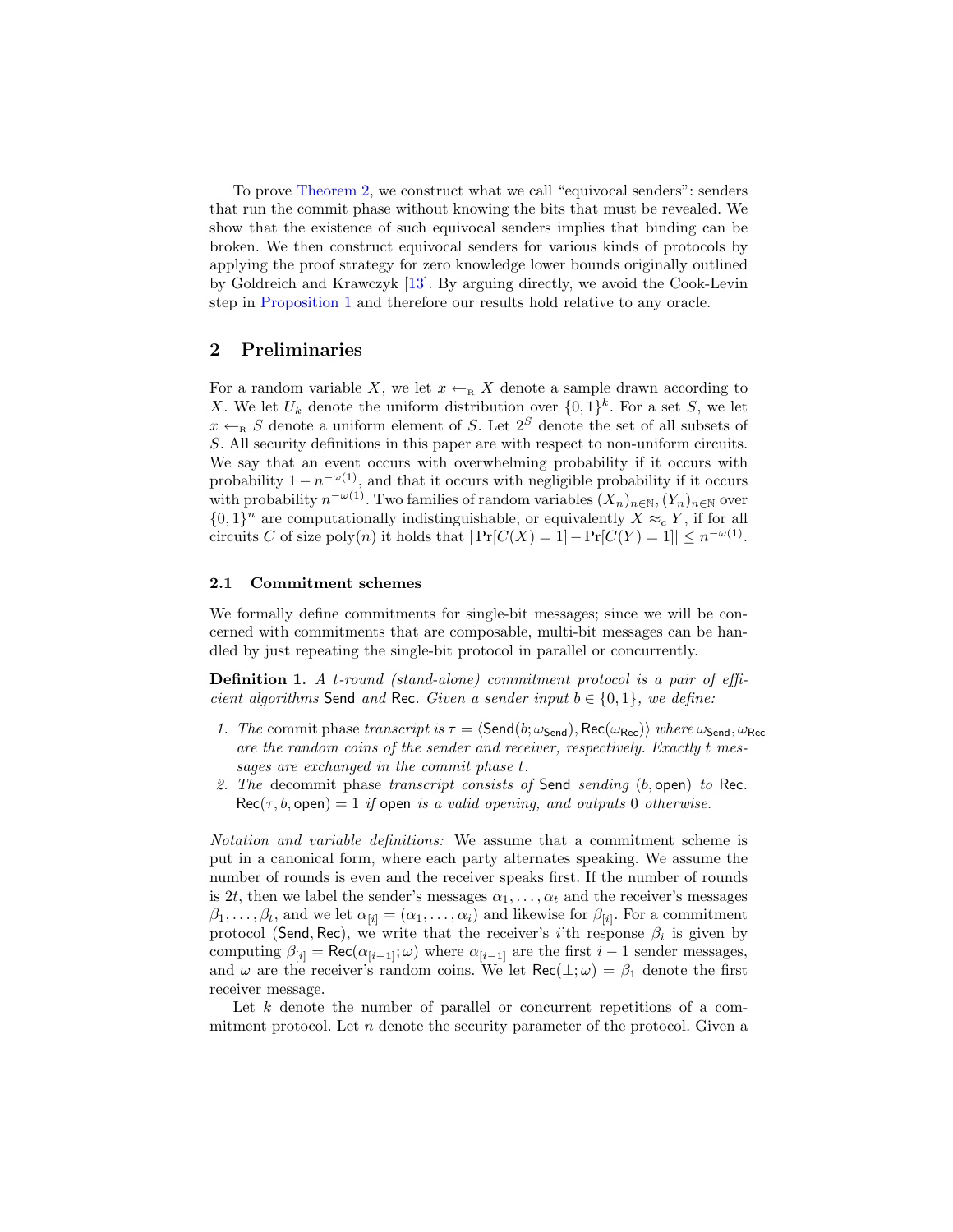To prove Theorem 2, we construct what we call "equivocal senders": senders that run the commit phase without knowing the bits that must be revealed. We show that the existence of such equivocal senders implies that binding can be broken. We then construct equivocal senders for various kinds of protocols by applying the proof strategy for zero knowledge lower bounds originally outlined by Goldreich and Krawczyk [13]. By arguing directly, we avoid the Cook-Levin step in Proposition 1 and therefore our results hold relative to any oracle.

## 2 Preliminaries

For a random variable $X$, we let $x \leftarrow_{\mathrm{R}} X$ denote a sample drawn according to $X$. We let $U_k$ denote the uniform distribution over $\{0,1\}^k$. For a set $S$, we let $x \leftarrow_{\mathrm{R}} S$ denote a uniform element of $S$. Let $2^S$ denote the set of all subsets of $S$. All security definitions in this paper are with respect to non-uniform circuits. We say that an event occurs with overwhelming probability if it occurs with probability $1 - n^{-\omega(1)}$, and that it occurs with negligible probability if it occurs with probability $n^{-\omega(1)}$. Two families of random variables $(X_n)_{n \in \mathbb{N}}, (Y_n)_{n \in \mathbb{N}}$ over $\{0,1\}^n$ are computationally indistinguishable, or equivalently $X \approx_c Y$, if for all circuits $C$ of size $\mathrm{poly}(n)$ it holds that $|\Pr[C(X) = 1] - \Pr[C(Y) = 1]| \leq n^{-\omega(1)}$.

### 2.1 Commitment schemes

We formally define commitments for single-bit messages; since we will be concerned with commitments that are composable, multi-bit messages can be handled by just repeating the single-bit protocol in parallel or concurrently.

**Definition 1.** *A $t$-round (stand-alone) commitment protocol is a pair of efficient algorithms* $\mathsf{Send}$ *and* $\mathsf{Rec}$*. Given a sender input $b \in \{0,1\}$, we define:*

1. *The* commit phase *transcript is $\tau = \langle \mathsf{Send}(b; \omega_{\mathsf{Send}}), \mathsf{Rec}(\omega_{\mathsf{Rec}}) \rangle$ where $\omega_{\mathsf{Send}}, \omega_{\mathsf{Rec}}$ are the random coins of the sender and receiver, respectively. Exactly $t$ messages are exchanged in the commit phase $t$.*
2. *The* decommit phase *transcript consists of* $\mathsf{Send}$ *sending* $(b, \mathsf{open})$ *to* $\mathsf{Rec}$*. $\mathsf{Rec}(\tau, b, \mathsf{open}) = 1$ if $\mathsf{open}$ is a valid opening, and outputs $0$ otherwise.*

*Notation and variable definitions:* We assume that a commitment scheme is put in a canonical form, where each party alternates speaking. We assume the number of rounds is even and the receiver speaks first. If the number of rounds is $2t$, then we label the sender's messages $\alpha_1, \ldots, \alpha_t$ and the receiver's messages $\beta_1, \ldots, \beta_t$, and we let $\alpha_{[i]} = (\alpha_1, \ldots, \alpha_i)$ and likewise for $\beta_{[i]}$. For a commitment protocol $(\mathsf{Send}, \mathsf{Rec})$, we write that the receiver's $i$'th response $\beta_i$ is given by computing $\beta_{[i]} = \mathsf{Rec}(\alpha_{[i-1]}; \omega)$ where $\alpha_{[i-1]}$ are the first $i-1$ sender messages, and $\omega$ are the receiver's random coins. We let $\mathsf{Rec}(\perp; \omega) = \beta_1$ denote the first receiver message.

Let $k$ denote the number of parallel or concurrent repetitions of a commitment protocol. Let $n$ denote the security parameter of the protocol. Given a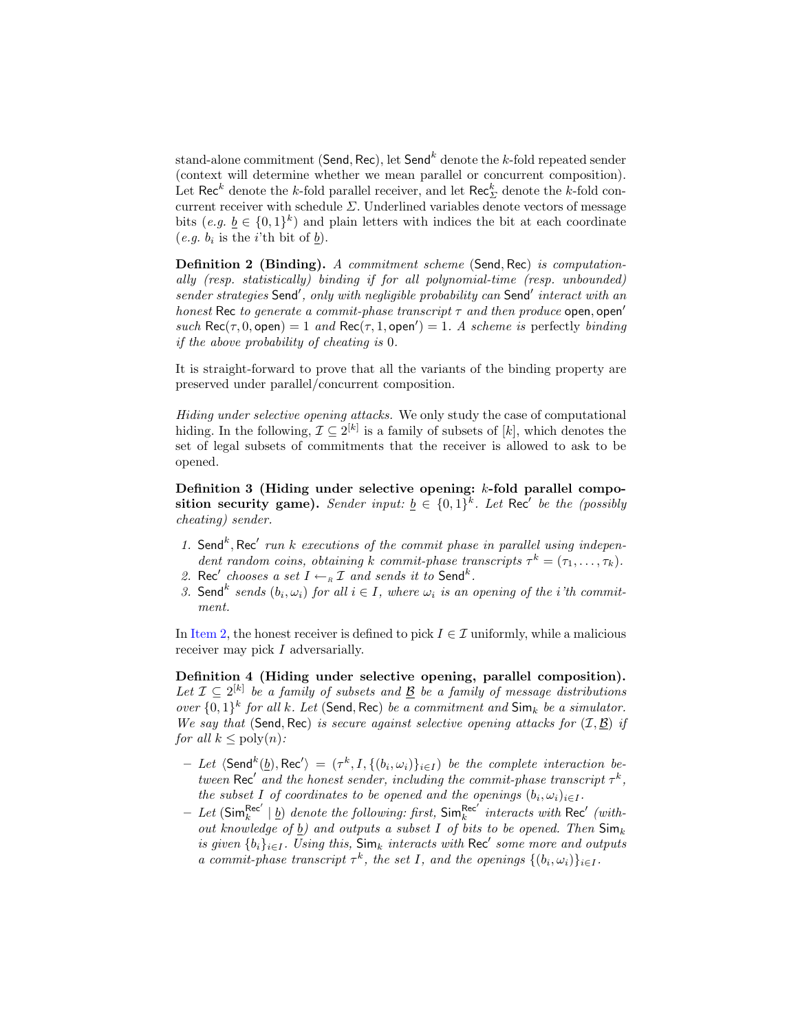stand-alone commitment $(\mathsf{Send}, \mathsf{Rec})$, let $\mathsf{Send}^k$ denote the $k$-fold repeated sender (context will determine whether we mean parallel or concurrent composition). Let $\mathsf{Rec}^k$ denote the $k$-fold parallel receiver, and let $\mathsf{Rec}^k_\Sigma$ denote the $k$-fold concurrent receiver with schedule $\Sigma$. Underlined variables denote vectors of message bits (*e.g.* $\underline{b} \in \{0,1\}^k$) and plain letters with indices the bit at each coordinate (*e.g.* $b_i$ is the $i$'th bit of $\underline{b}$).

**Definition 2 (Binding).** *A commitment scheme* $(\mathsf{Send}, \mathsf{Rec})$ *is computationally (resp. statistically) binding if for all polynomial-time (resp. unbounded) sender strategies* $\mathsf{Send}'$*, only with negligible probability can* $\mathsf{Send}'$ *interact with an honest* $\mathsf{Rec}$ *to generate a commit-phase transcript* $\tau$ *and then produce* $\mathsf{open}, \mathsf{open}'$ *such* $\mathsf{Rec}(\tau, 0, \mathsf{open}) = 1$ *and* $\mathsf{Rec}(\tau, 1, \mathsf{open}') = 1$*. A scheme is* perfectly *binding if the above probability of cheating is* 0*.*

It is straight-forward to prove that all the variants of the binding property are preserved under parallel/concurrent composition.

*Hiding under selective opening attacks.* We only study the case of computational hiding. In the following, $\mathcal{I} \subseteq 2^{[k]}$ is a family of subsets of $[k]$, which denotes the set of legal subsets of commitments that the receiver is allowed to ask to be opened.

**Definition 3 (Hiding under selective opening: $k$-fold parallel composition security game).** *Sender input:* $\underline{b} \in \{0,1\}^k$*. Let* $\mathsf{Rec}'$ *be the (possibly cheating) sender.*

1. $\mathsf{Send}^k, \mathsf{Rec}'$ *run* $k$ *executions of the commit phase in parallel using independent random coins, obtaining* $k$ *commit-phase transcripts* $\tau^k = (\tau_1, \ldots, \tau_k)$*.*
2. $\mathsf{Rec}'$ *chooses a set* $I \leftarrow_R \mathcal{I}$ *and sends it to* $\mathsf{Send}^k$*.*
3. $\mathsf{Send}^k$ *sends* $(b_i, \omega_i)$ *for all* $i \in I$*, where* $\omega_i$ *is an opening of the* $i$*'th commitment.*

In Item 2, the honest receiver is defined to pick $I \in \mathcal{I}$ uniformly, while a malicious receiver may pick $I$ adversarially.

**Definition 4 (Hiding under selective opening, parallel composition).** *Let* $\mathcal{I} \subseteq 2^{[k]}$ *be a family of subsets and* $\underline{\mathcal{B}}$ *be a family of message distributions over* $\{0,1\}^k$ *for all* $k$*. Let* $(\mathsf{Send}, \mathsf{Rec})$ *be a commitment and* $\mathsf{Sim}_k$ *be a simulator. We say that* $(\mathsf{Send}, \mathsf{Rec})$ *is secure against selective opening attacks for* $(\mathcal{I}, \underline{\mathcal{B}})$ *if for all* $k \leq \mathrm{poly}(n)$*:*

- *Let* $\langle \mathsf{Send}^k(\underline{b}), \mathsf{Rec}' \rangle = (\tau^k, I, \{(b_i, \omega_i)\}_{i \in I})$ *be the complete interaction between* $\mathsf{Rec}'$ *and the honest sender, including the commit-phase transcript* $\tau^k$*, the subset* $I$ *of coordinates to be opened and the openings* $(b_i, \omega_i)_{i \in I}$*.*
- *Let* $(\mathsf{Sim}_k^{\mathsf{Rec}'} \mid \underline{b})$ *denote the following: first,* $\mathsf{Sim}_k^{\mathsf{Rec}'}$ *interacts with* $\mathsf{Rec}'$ *(without knowledge of* $\underline{b}$*) and outputs a subset* $I$ *of bits to be opened. Then* $\mathsf{Sim}_k$ *is given* $\{b_i\}_{i \in I}$*. Using this,* $\mathsf{Sim}_k$ *interacts with* $\mathsf{Rec}'$ *some more and outputs a commit-phase transcript* $\tau^k$*, the set* $I$*, and the openings* $\{(b_i, \omega_i)\}_{i \in I}$*.*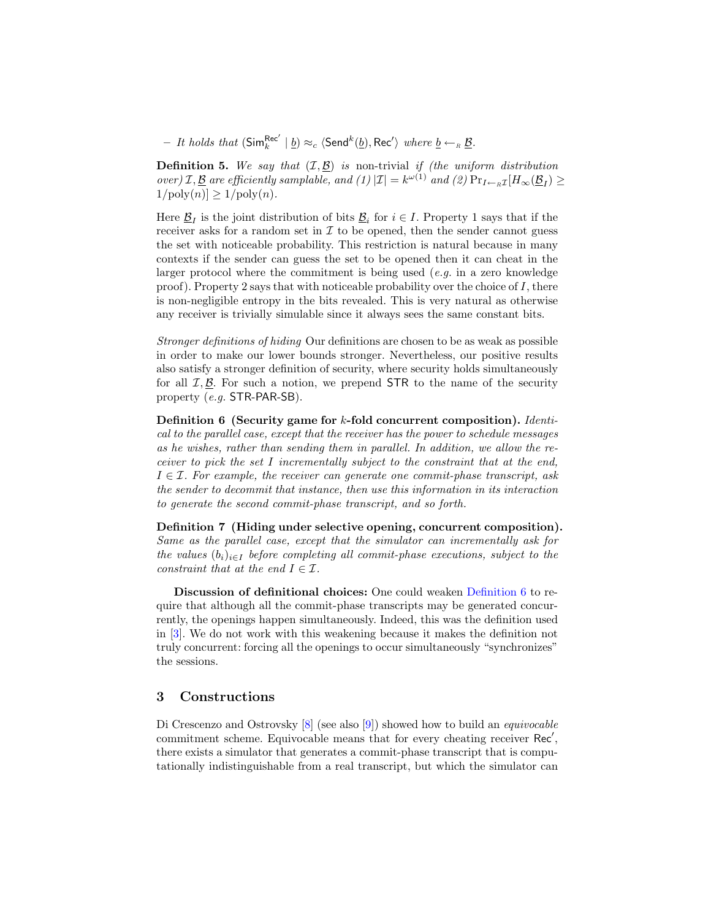– *It holds that* $(\mathsf{Sim}_k^{\mathsf{Rec}'} \mid \underline{b}) \approx_c \langle \mathsf{Send}^k(\underline{b}), \mathsf{Rec}' \rangle$ *where* $\underline{b} \leftarrow_R \underline{\mathcal{B}}$*.*

**Definition 5.** *We say that* $(\mathcal{I}, \underline{\mathcal{B}})$ *is* non-trivial *if (the uniform distribution over)* $\mathcal{I}, \underline{\mathcal{B}}$ *are efficiently samplable, and (1)* $|\mathcal{I}| = k^{\omega(1)}$ *and (2)* $\Pr_{I \leftarrow_R \mathcal{I}}[H_\infty(\underline{\mathcal{B}}_I) \geq 1/\mathrm{poly}(n)] \geq 1/\mathrm{poly}(n)$*.*

Here $\underline{\mathcal{B}}_I$ is the joint distribution of bits $\underline{\mathcal{B}}_i$ for $i \in I$. Property 1 says that if the receiver asks for a random set in $\mathcal{I}$ to be opened, then the sender cannot guess the set with noticeable probability. This restriction is natural because in many contexts if the sender can guess the set to be opened then it can cheat in the larger protocol where the commitment is being used (*e.g.* in a zero knowledge proof). Property 2 says that with noticeable probability over the choice of $I$, there is non-negligible entropy in the bits revealed. This is very natural as otherwise any receiver is trivially simulable since it always sees the same constant bits.

*Stronger definitions of hiding* Our definitions are chosen to be as weak as possible in order to make our lower bounds stronger. Nevertheless, our positive results also satisfy a stronger definition of security, where security holds simultaneously for all $\mathcal{I}, \underline{\mathcal{B}}$. For such a notion, we prepend STR to the name of the security property (*e.g.* STR-PAR-SB).

**Definition 6 (Security game for $k$-fold concurrent composition).** *Identical to the parallel case, except that the receiver has the power to schedule messages as he wishes, rather than sending them in parallel. In addition, we allow the receiver to pick the set $I$ incrementally subject to the constraint that at the end, $I \in \mathcal{I}$. For example, the receiver can generate one commit-phase transcript, ask the sender to decommit that instance, then use this information in its interaction to generate the second commit-phase transcript, and so forth.*

**Definition 7 (Hiding under selective opening, concurrent composition).** *Same as the parallel case, except that the simulator can incrementally ask for the values $(b_i)_{i \in I}$ before completing all commit-phase executions, subject to the constraint that at the end $I \in \mathcal{I}$.*

**Discussion of definitional choices:** One could weaken Definition 6 to require that although all the commit-phase transcripts may be generated concurrently, the openings happen simultaneously. Indeed, this was the definition used in [3]. We do not work with this weakening because it makes the definition not truly concurrent: forcing all the openings to occur simultaneously "synchronizes" the sessions.

## 3 Constructions

Di Crescenzo and Ostrovsky [8] (see also [9]) showed how to build an *equivocable* commitment scheme. Equivocable means that for every cheating receiver $\mathsf{Rec}'$, there exists a simulator that generates a commit-phase transcript that is computationally indistinguishable from a real transcript, but which the simulator can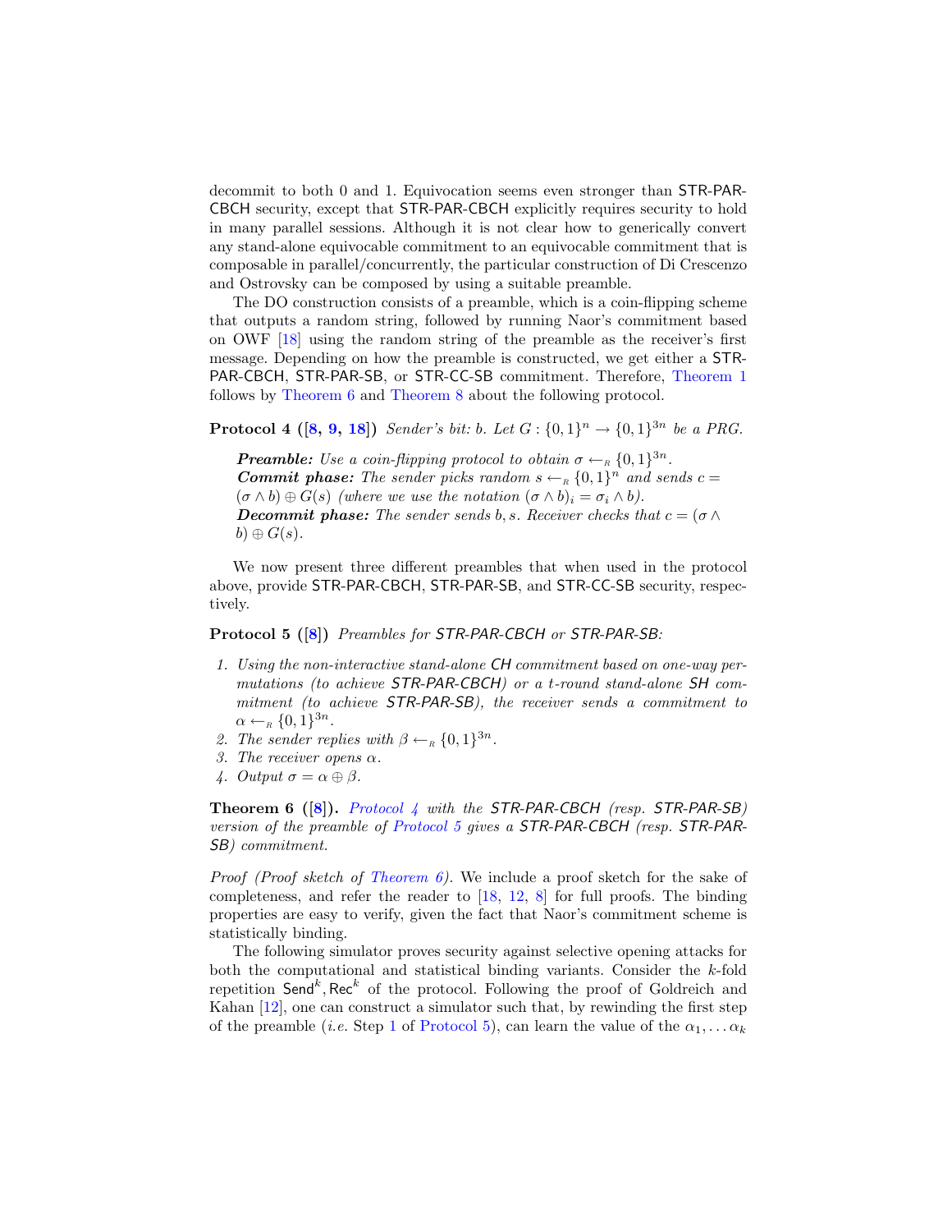decommit to both 0 and 1. Equivocation seems even stronger than STR-PAR-CBCH security, except that STR-PAR-CBCH explicitly requires security to hold in many parallel sessions. Although it is not clear how to generically convert any stand-alone equivocable commitment to an equivocable commitment that is composable in parallel/concurrently, the particular construction of Di Crescenzo and Ostrovsky can be composed by using a suitable preamble.

The DO construction consists of a preamble, which is a coin-flipping scheme that outputs a random string, followed by running Naor's commitment based on OWF [18] using the random string of the preamble as the receiver's first message. Depending on how the preamble is constructed, we get either a STR-PAR-CBCH, STR-PAR-SB, or STR-CC-SB commitment. Therefore, Theorem 1 follows by Theorem 6 and Theorem 8 about the following protocol.

**Protocol 4 ([8, 9, 18])** *Sender's bit: $b$. Let $G : \{0,1\}^n \to \{0,1\}^{3n}$ be a PRG.*

> ***Preamble:*** *Use a coin-flipping protocol to obtain $\sigma \leftarrow_R \{0,1\}^{3n}$.*
> ***Commit phase:*** *The sender picks random $s \leftarrow_R \{0,1\}^n$ and sends $c = (\sigma \wedge b) \oplus G(s)$ (where we use the notation $(\sigma \wedge b)_i = \sigma_i \wedge b$).*
> ***Decommit phase:*** *The sender sends $b, s$. Receiver checks that $c = (\sigma \wedge b) \oplus G(s)$.*

We now present three different preambles that when used in the protocol above, provide STR-PAR-CBCH, STR-PAR-SB, and STR-CC-SB security, respectively.

**Protocol 5 ([8])** *Preambles for STR-PAR-CBCH or STR-PAR-SB:*

1. *Using the non-interactive stand-alone CH commitment based on one-way permutations (to achieve STR-PAR-CBCH) or a $t$-round stand-alone SH commitment (to achieve STR-PAR-SB), the receiver sends a commitment to $\alpha \leftarrow_R \{0,1\}^{3n}$.*
2. *The sender replies with $\beta \leftarrow_R \{0,1\}^{3n}$.*
3. *The receiver opens $\alpha$.*
4. *Output $\sigma = \alpha \oplus \beta$.*

**Theorem 6 ([8]).** *Protocol 4 with the STR-PAR-CBCH (resp. STR-PAR-SB) version of the preamble of Protocol 5 gives a STR-PAR-CBCH (resp. STR-PAR-SB) commitment.*

*Proof (Proof sketch of Theorem 6).* We include a proof sketch for the sake of completeness, and refer the reader to [18, 12, 8] for full proofs. The binding properties are easy to verify, given the fact that Naor's commitment scheme is statistically binding.

The following simulator proves security against selective opening attacks for both the computational and statistical binding variants. Consider the $k$-fold repetition $\mathsf{Send}^k, \mathsf{Rec}^k$ of the protocol. Following the proof of Goldreich and Kahan [12], one can construct a simulator such that, by rewinding the first step of the preamble (*i.e.* Step 1 of Protocol 5), can learn the value of the $\alpha_1, \ldots \alpha_k$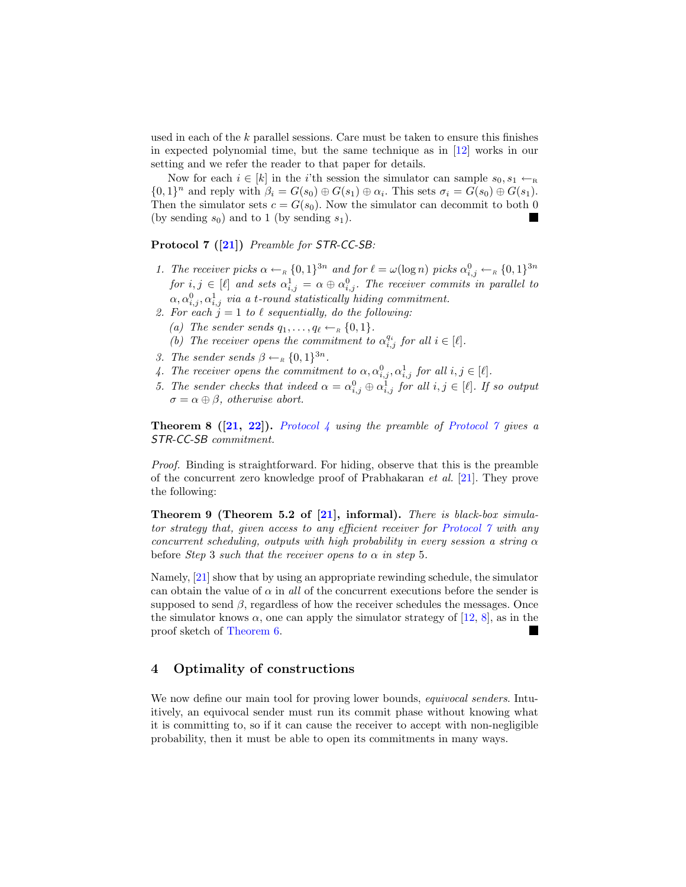used in each of the $k$ parallel sessions. Care must be taken to ensure this finishes in expected polynomial time, but the same technique as in [12] works in our setting and we refer the reader to that paper for details.

Now for each $i \in [k]$ in the $i$'th session the simulator can sample $s_0, s_1 \leftarrow_R \{0,1\}^n$ and reply with $\beta_i = G(s_0) \oplus G(s_1) \oplus \alpha_i$. This sets $\sigma_i = G(s_0) \oplus G(s_1)$. Then the simulator sets $c = G(s_0)$. Now the simulator can decommit to both 0 (by sending $s_0$) and to 1 (by sending $s_1$). ∎

**Protocol 7 ([21])** *Preamble for STR-CC-SB:*

1. *The receiver picks $\alpha \leftarrow_R \{0,1\}^{3n}$ and for $\ell = \omega(\log n)$ picks $\alpha^0_{i,j} \leftarrow_R \{0,1\}^{3n}$ for $i, j \in [\ell]$ and sets $\alpha^1_{i,j} = \alpha \oplus \alpha^0_{i,j}$. The receiver commits in parallel to $\alpha, \alpha^0_{i,j}, \alpha^1_{i,j}$ via a $t$-round statistically hiding commitment.*
2. *For each $j = 1$ to $\ell$ sequentially, do the following:*
   (a) *The sender sends $q_1, \ldots, q_\ell \leftarrow_R \{0,1\}$.*
   (b) *The receiver opens the commitment to $\alpha^{q_i}_{i,j}$ for all $i \in [\ell]$.*
3. *The sender sends $\beta \leftarrow_R \{0,1\}^{3n}$.*
4. *The receiver opens the commitment to $\alpha, \alpha^0_{i,j}, \alpha^1_{i,j}$ for all $i, j \in [\ell]$.*
5. *The sender checks that indeed $\alpha = \alpha^0_{i,j} \oplus \alpha^1_{i,j}$ for all $i, j \in [\ell]$. If so output $\sigma = \alpha \oplus \beta$, otherwise abort.*

**Theorem 8 ([21, 22]).** *Protocol 4 using the preamble of Protocol 7 gives a STR-CC-SB commitment.*

*Proof.* Binding is straightforward. For hiding, observe that this is the preamble of the concurrent zero knowledge proof of Prabhakaran *et al.* [21]. They prove the following:

**Theorem 9 (Theorem 5.2 of [21], informal).** *There is black-box simulator strategy that, given access to any efficient receiver for Protocol 7 with any concurrent scheduling, outputs with high probability in every session a string $\alpha$ before Step 3 such that the receiver opens to $\alpha$ in step 5.*

Namely, [21] show that by using an appropriate rewinding schedule, the simulator can obtain the value of $\alpha$ in *all* of the concurrent executions before the sender is supposed to send $\beta$, regardless of how the receiver schedules the messages. Once the simulator knows $\alpha$, one can apply the simulator strategy of [12, 8], as in the proof sketch of Theorem 6. ∎

## 4 Optimality of constructions

We now define our main tool for proving lower bounds, *equivocal senders*. Intuitively, an equivocal sender must run its commit phase without knowing what it is committing to, so if it can cause the receiver to accept with non-negligible probability, then it must be able to open its commitments in many ways.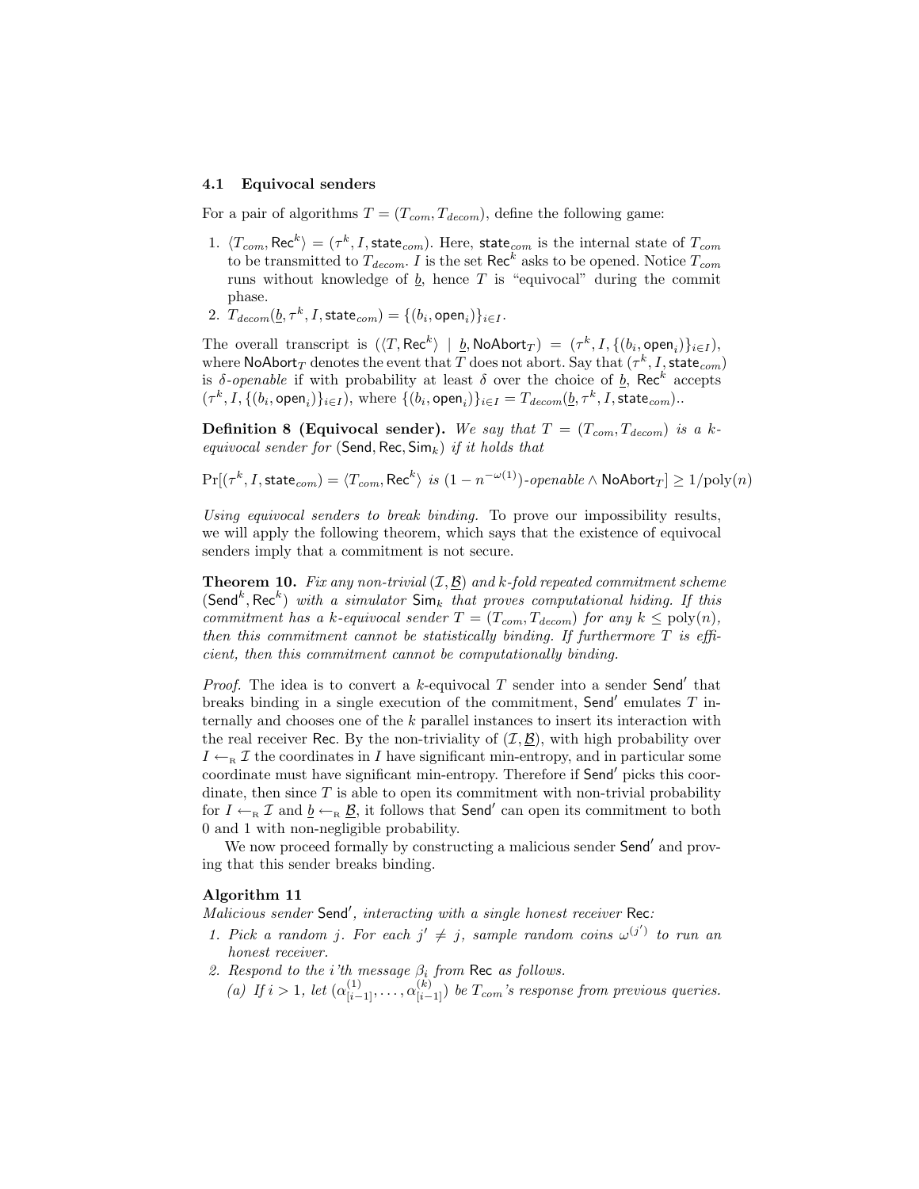### 4.1 Equivocal senders

For a pair of algorithms $T = (T_{com}, T_{decom})$, define the following game:

1. $\langle T_{com}, \mathsf{Rec}^k \rangle = (\tau^k, I, \mathsf{state}_{com})$. Here, $\mathsf{state}_{com}$ is the internal state of $T_{com}$ to be transmitted to $T_{decom}$. $I$ is the set $\mathsf{Rec}^k$ asks to be opened. Notice $T_{com}$ runs without knowledge of $\underline{b}$, hence $T$ is "equivocal" during the commit phase.
2. $T_{decom}(\underline{b}, \tau^k, I, \mathsf{state}_{com}) = \{(b_i, \mathsf{open}_i)\}_{i \in I}$.

The overall transcript is $(\langle T, \mathsf{Rec}^k \rangle \mid \underline{b}, \mathsf{NoAbort}_T) = (\tau^k, I, \{(b_i, \mathsf{open}_i)\}_{i \in I})$, where $\mathsf{NoAbort}_T$ denotes the event that $T$ does not abort. Say that $(\tau^k, I, \mathsf{state}_{com})$ is *$\delta$-openable* if with probability at least $\delta$ over the choice of $\underline{b}$, $\mathsf{Rec}^k$ accepts $(\tau^k, I, \{(b_i, \mathsf{open}_i)\}_{i \in I})$, where $\{(b_i, \mathsf{open}_i)\}_{i \in I} = T_{decom}(\underline{b}, \tau^k, I, \mathsf{state}_{com})$..

**Definition 8 (Equivocal sender).** *We say that $T = (T_{com}, T_{decom})$ is a $k$-equivocal sender for $(\mathsf{Send}, \mathsf{Rec}, \mathsf{Sim}_k)$ if it holds that*

$$\Pr[(\tau^k, I, \mathsf{state}_{com}) = \langle T_{com}, \mathsf{Rec}^k \rangle \text{ is } (1 - n^{-\omega(1)})\text{-openable} \wedge \mathsf{NoAbort}_T] \geq 1/\mathrm{poly}(n)$$

*Using equivocal senders to break binding.* To prove our impossibility results, we will apply the following theorem, which says that the existence of equivocal senders imply that a commitment is not secure.

**Theorem 10.** *Fix any non-trivial $(\mathcal{I}, \underline{\mathcal{B}})$ and $k$-fold repeated commitment scheme $(\mathsf{Send}^k, \mathsf{Rec}^k)$ with a simulator $\mathsf{Sim}_k$ that proves computational hiding. If this commitment has a $k$-equivocal sender $T = (T_{com}, T_{decom})$ for any $k \leq \mathrm{poly}(n)$, then this commitment cannot be statistically binding. If furthermore $T$ is efficient, then this commitment cannot be computationally binding.*

*Proof.* The idea is to convert a $k$-equivocal $T$ sender into a sender $\mathsf{Send}'$ that breaks binding in a single execution of the commitment, $\mathsf{Send}'$ emulates $T$ internally and chooses one of the $k$ parallel instances to insert its interaction with the real receiver $\mathsf{Rec}$. By the non-triviality of $(\mathcal{I}, \underline{\mathcal{B}})$, with high probability over $I \leftarrow_{\mathrm{R}} \mathcal{I}$ the coordinates in $I$ have significant min-entropy, and in particular some coordinate must have significant min-entropy. Therefore if $\mathsf{Send}'$ picks this coordinate, then since $T$ is able to open its commitment with non-trivial probability for $I \leftarrow_{\mathrm{R}} \mathcal{I}$ and $\underline{b} \leftarrow_{\mathrm{R}} \underline{\mathcal{B}}$, it follows that $\mathsf{Send}'$ can open its commitment to both 0 and 1 with non-negligible probability.

We now proceed formally by constructing a malicious sender $\mathsf{Send}'$ and proving that this sender breaks binding.

**Algorithm 11**

*Malicious sender $\mathsf{Send}'$, interacting with a single honest receiver $\mathsf{Rec}$:*

1. *Pick a random $j$. For each $j' \neq j$, sample random coins $\omega^{(j')}$ to run an honest receiver.*
2. *Respond to the $i$'th message $\beta_i$ from $\mathsf{Rec}$ as follows.*
   (a) *If $i > 1$, let $(\alpha^{(1)}_{[i-1]}, \ldots, \alpha^{(k)}_{[i-1]})$ be $T_{com}$'s response from previous queries.*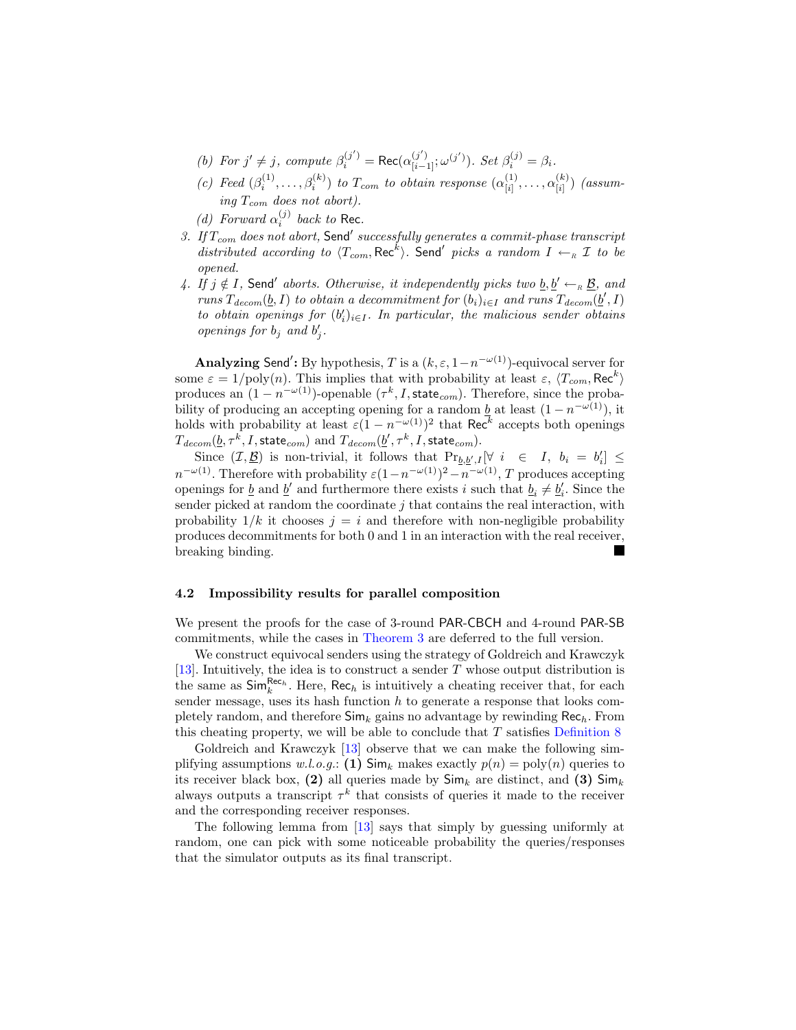(b) For $j' \neq j$, compute $\beta_i^{(j')} = \mathsf{Rec}(\alpha_{[i-1]}^{(j')}; \omega^{(j')})$. Set $\beta_i^{(j)} = \beta_i$.

   (c) Feed $(\beta_i^{(1)}, \ldots, \beta_i^{(k)})$ to $T_{com}$ to obtain response $(\alpha_{[i]}^{(1)}, \ldots, \alpha_{[i]}^{(k)})$ (assuming $T_{com}$ does not abort).

   (d) Forward $\alpha_i^{(j)}$ back to $\mathsf{Rec}$.

3. *If $T_{com}$ does not abort,* $\mathsf{Send}'$ *successfully generates a commit-phase transcript distributed according to* $\langle T_{com}, \mathsf{Rec}^k \rangle$. $\mathsf{Send}'$ *picks a random* $I \leftarrow_R \mathcal{I}$ *to be opened.*

4. *If* $j \notin I$, $\mathsf{Send}'$ *aborts. Otherwise, it independently picks two* $\underline{b}, \underline{b}' \leftarrow_R \underline{\mathcal{B}}$, *and runs* $T_{decom}(\underline{b}, I)$ *to obtain a decommitment for* $(b_i)_{i \in I}$ *and runs* $T_{decom}(\underline{b}', I)$ *to obtain openings for* $(b_i')_{i \in I}$. *In particular, the malicious sender obtains openings for* $b_j$ *and* $b_j'$.

**Analyzing $\mathsf{Send}'$:** By hypothesis, $T$ is a $(k, \varepsilon, 1 - n^{-\omega(1)})$-equivocal server for some $\varepsilon = 1/\mathrm{poly}(n)$. This implies that with probability at least $\varepsilon$, $\langle T_{com}, \mathsf{Rec}^k \rangle$ produces an $(1 - n^{-\omega(1)})$-openable $(\tau^k, I, \mathsf{state}_{com})$. Therefore, since the probability of producing an accepting opening for a random $\underline{b}$ at least $(1 - n^{-\omega(1)})$, it holds with probability at least $\varepsilon(1 - n^{-\omega(1)})^2$ that $\mathsf{Rec}^k$ accepts both openings $T_{decom}(\underline{b}, \tau^k, I, \mathsf{state}_{com})$ and $T_{decom}(\underline{b}', \tau^k, I, \mathsf{state}_{com})$.

Since $(\mathcal{I}, \underline{\mathcal{B}})$ is non-trivial, it follows that $\Pr_{\underline{b}, \underline{b}', I}[\forall\ i \in I,\ b_i = b_i'] \leq n^{-\omega(1)}$. Therefore with probability $\varepsilon(1 - n^{-\omega(1)})^2 - n^{-\omega(1)}$, $T$ produces accepting openings for $\underline{b}$ and $\underline{b}'$ and furthermore there exists $i$ such that $\underline{b}_i \neq \underline{b}_i'$. Since the sender picked at random the coordinate $j$ that contains the real interaction, with probability $1/k$ it chooses $j = i$ and therefore with non-negligible probability produces decommitments for both 0 and 1 in an interaction with the real receiver, breaking binding. ■

### 4.2 Impossibility results for parallel composition

We present the proofs for the case of 3-round $\mathsf{PAR\text{-}CBCH}$ and 4-round $\mathsf{PAR\text{-}SB}$ commitments, while the cases in Theorem 3 are deferred to the full version.

We construct equivocal senders using the strategy of Goldreich and Krawczyk [13]. Intuitively, the idea is to construct a sender $T$ whose output distribution is the same as $\mathsf{Sim}_k^{\mathsf{Rec}_h}$. Here, $\mathsf{Rec}_h$ is intuitively a cheating receiver that, for each sender message, uses its hash function $h$ to generate a response that looks completely random, and therefore $\mathsf{Sim}_k$ gains no advantage by rewinding $\mathsf{Rec}_h$. From this cheating property, we will be able to conclude that $T$ satisfies Definition 8

Goldreich and Krawczyk [13] observe that we can make the following simplifying assumptions *w.l.o.g.*: **(1)** $\mathsf{Sim}_k$ makes exactly $p(n) = \mathrm{poly}(n)$ queries to its receiver black box, **(2)** all queries made by $\mathsf{Sim}_k$ are distinct, and **(3)** $\mathsf{Sim}_k$ always outputs a transcript $\tau^k$ that consists of queries it made to the receiver and the corresponding receiver responses.

The following lemma from [13] says that simply by guessing uniformly at random, one can pick with some noticeable probability the queries/responses that the simulator outputs as its final transcript.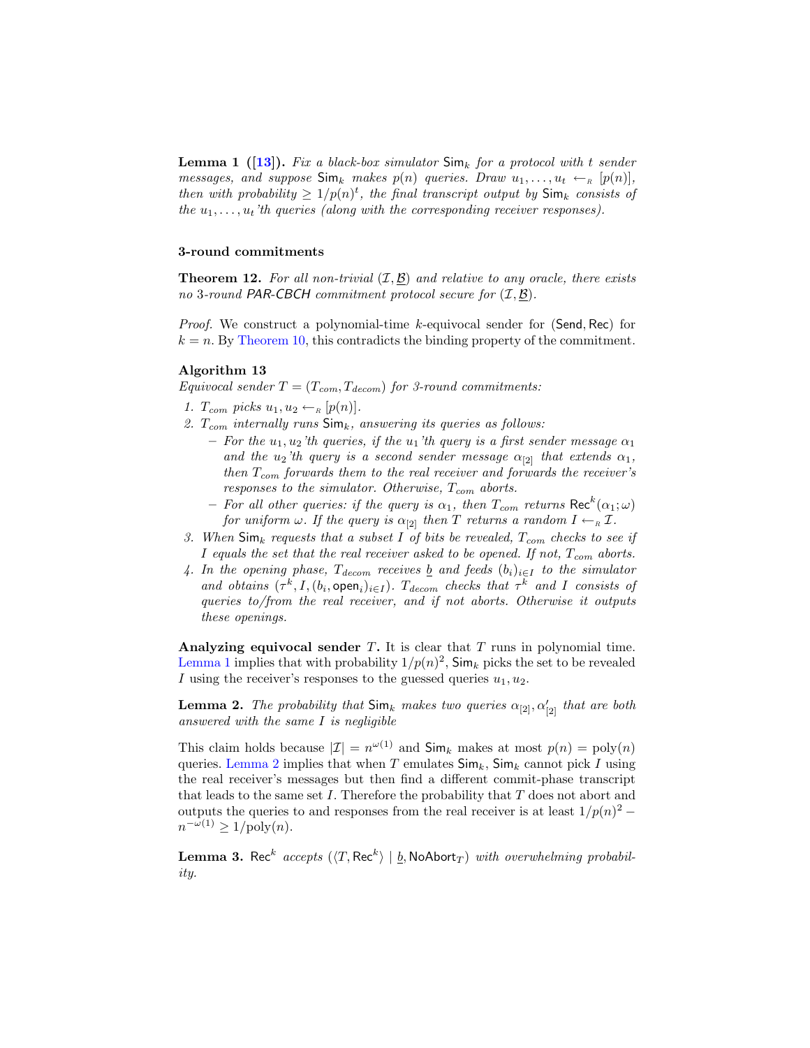**Lemma 1 ([13]).** *Fix a black-box simulator $\mathsf{Sim}_k$ for a protocol with $t$ sender messages, and suppose $\mathsf{Sim}_k$ makes $p(n)$ queries. Draw $u_1, \ldots, u_t \leftarrow_R [p(n)]$, then with probability $\geq 1/p(n)^t$, the final transcript output by $\mathsf{Sim}_k$ consists of the $u_1, \ldots, u_t$'th queries (along with the corresponding receiver responses).*

### 3-round commitments

**Theorem 12.** *For all non-trivial $(\mathcal{I}, \underline{\mathcal{B}})$ and relative to any oracle, there exists no 3-round PAR-CBCH commitment protocol secure for $(\mathcal{I}, \underline{\mathcal{B}})$.*

*Proof.* We construct a polynomial-time $k$-equivocal sender for $(\mathsf{Send}, \mathsf{Rec})$ for $k = n$. By Theorem 10, this contradicts the binding property of the commitment.

**Algorithm 13**
*Equivocal sender $T = (T_{com}, T_{decom})$ for 3-round commitments:*

1. *$T_{com}$ picks $u_1, u_2 \leftarrow_R [p(n)]$.*
2. *$T_{com}$ internally runs $\mathsf{Sim}_k$, answering its queries as follows:*
   - *For the $u_1, u_2$'th queries, if the $u_1$'th query is a first sender message $\alpha_1$ and the $u_2$'th query is a second sender message $\alpha_{[2]}$ that extends $\alpha_1$, then $T_{com}$ forwards them to the real receiver and forwards the receiver's responses to the simulator. Otherwise, $T_{com}$ aborts.*
   - *For all other queries: if the query is $\alpha_1$, then $T_{com}$ returns $\mathsf{Rec}^k(\alpha_1; \omega)$ for uniform $\omega$. If the query is $\alpha_{[2]}$ then $T$ returns a random $I \leftarrow_R \mathcal{I}$.*
3. *When $\mathsf{Sim}_k$ requests that a subset $I$ of bits be revealed, $T_{com}$ checks to see if $I$ equals the set that the real receiver asked to be opened. If not, $T_{com}$ aborts.*
4. *In the opening phase, $T_{decom}$ receives $\underline{b}$ and feeds $(b_i)_{i \in I}$ to the simulator and obtains $(\tau^k, I, (b_i, \mathsf{open}_i)_{i \in I})$. $T_{decom}$ checks that $\tau^k$ and $I$ consists of queries to/from the real receiver, and if not aborts. Otherwise it outputs these openings.*

**Analyzing equivocal sender $T$.** It is clear that $T$ runs in polynomial time. Lemma 1 implies that with probability $1/p(n)^2$, $\mathsf{Sim}_k$ picks the set to be revealed $I$ using the receiver's responses to the guessed queries $u_1, u_2$.

**Lemma 2.** *The probability that $\mathsf{Sim}_k$ makes two queries $\alpha_{[2]}, \alpha'_{[2]}$ that are both answered with the same $I$ is negligible*

This claim holds because $|\mathcal{I}| = n^{\omega(1)}$ and $\mathsf{Sim}_k$ makes at most $p(n) = \mathrm{poly}(n)$ queries. Lemma 2 implies that when $T$ emulates $\mathsf{Sim}_k$, $\mathsf{Sim}_k$ cannot pick $I$ using the real receiver's messages but then find a different commit-phase transcript that leads to the same set $I$. Therefore the probability that $T$ does not abort and outputs the queries to and responses from the real receiver is at least $1/p(n)^2 - n^{-\omega(1)} \geq 1/\mathrm{poly}(n)$.

**Lemma 3.** *$\mathsf{Rec}^k$ accepts $(\langle T, \mathsf{Rec}^k \rangle \mid \underline{b}, \mathsf{NoAbort}_T)$ with overwhelming probability.*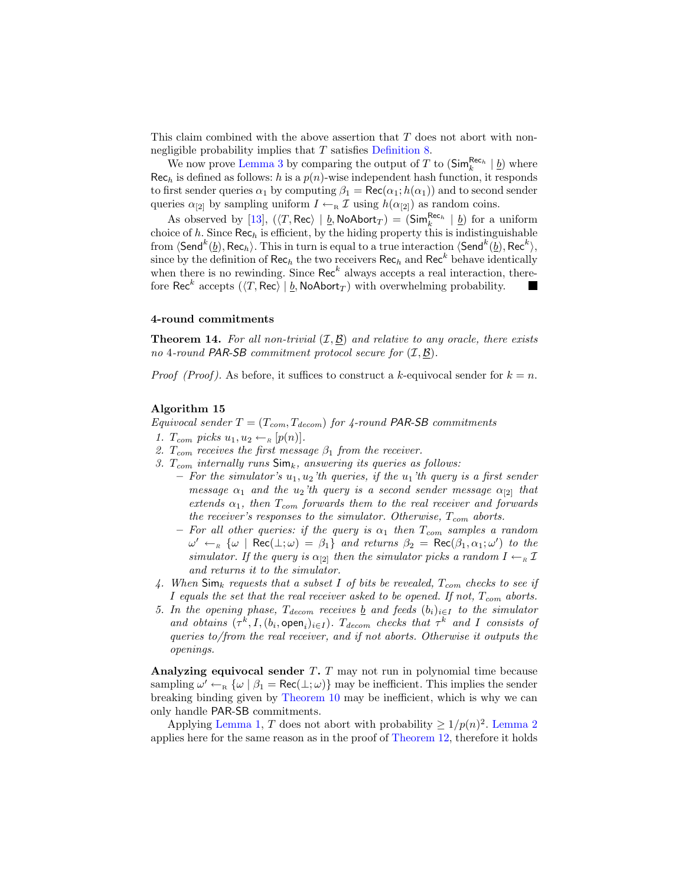This claim combined with the above assertion that $T$ does not abort with non-negligible probability implies that $T$ satisfies Definition 8.

We now prove Lemma 3 by comparing the output of $T$ to $(\mathsf{Sim}_k^{\mathsf{Rec}_h} \mid \underline{b})$ where $\mathsf{Rec}_h$ is defined as follows: $h$ is a $p(n)$-wise independent hash function, it responds to first sender queries $\alpha_1$ by computing $\beta_1 = \mathsf{Rec}(\alpha_1; h(\alpha_1))$ and to second sender queries $\alpha_{[2]}$ by sampling uniform $I \leftarrow_{\mathrm{R}} \mathcal{I}$ using $h(\alpha_{[2]})$ as random coins.

As observed by [13], $(\langle T, \mathsf{Rec}\rangle \mid \underline{b}, \mathsf{NoAbort}_T) = (\mathsf{Sim}_k^{\mathsf{Rec}_h} \mid \underline{b})$ for a uniform choice of $h$. Since $\mathsf{Rec}_h$ is efficient, by the hiding property this is indistinguishable from $\langle \mathsf{Send}^k(\underline{b}), \mathsf{Rec}_h\rangle$. This in turn is equal to a true interaction $\langle \mathsf{Send}^k(\underline{b}), \mathsf{Rec}^k\rangle$, since by the definition of $\mathsf{Rec}_h$ the two receivers $\mathsf{Rec}_h$ and $\mathsf{Rec}^k$ behave identically when there is no rewinding. Since $\mathsf{Rec}^k$ always accepts a real interaction, therefore $\mathsf{Rec}^k$ accepts $(\langle T, \mathsf{Rec}\rangle \mid \underline{b}, \mathsf{NoAbort}_T)$ with overwhelming probability. ■

#### 4-round commitments

**Theorem 14.** *For all non-trivial $(\mathcal{I}, \underline{\mathcal{B}})$ and relative to any oracle, there exists no 4-round PAR-SB commitment protocol secure for $(\mathcal{I}, \underline{\mathcal{B}})$.*

*Proof (Proof).* As before, it suffices to construct a $k$-equivocal sender for $k = n$.

**Algorithm 15**
*Equivocal sender $T = (T_{com}, T_{decom})$ for 4-round PAR-SB commitments*

1. *$T_{com}$ picks $u_1, u_2 \leftarrow_{\mathrm{R}} [p(n)]$.*
2. *$T_{com}$ receives the first message $\beta_1$ from the receiver.*
3. *$T_{com}$ internally runs $\mathsf{Sim}_k$, answering its queries as follows:*
   - *For the simulator's $u_1, u_2$'th queries, if the $u_1$'th query is a first sender message $\alpha_1$ and the $u_2$'th query is a second sender message $\alpha_{[2]}$ that extends $\alpha_1$, then $T_{com}$ forwards them to the real receiver and forwards the receiver's responses to the simulator. Otherwise, $T_{com}$ aborts.*
   - *For all other queries: if the query is $\alpha_1$ then $T_{com}$ samples a random $\omega' \leftarrow_{\mathrm{R}} \{\omega \mid \mathsf{Rec}(\bot; \omega) = \beta_1\}$ and returns $\beta_2 = \mathsf{Rec}(\beta_1, \alpha_1; \omega')$ to the simulator. If the query is $\alpha_{[2]}$ then the simulator picks a random $I \leftarrow_{\mathrm{R}} \mathcal{I}$ and returns it to the simulator.*
4. *When $\mathsf{Sim}_k$ requests that a subset $I$ of bits be revealed, $T_{com}$ checks to see if $I$ equals the set that the real receiver asked to be opened. If not, $T_{com}$ aborts.*
5. *In the opening phase, $T_{decom}$ receives $\underline{b}$ and feeds $(b_i)_{i \in I}$ to the simulator and obtains $(\tau^k, I, (b_i, \mathsf{open}_i)_{i \in I})$. $T_{decom}$ checks that $\tau^k$ and $I$ consists of queries to/from the real receiver, and if not aborts. Otherwise it outputs the openings.*

**Analyzing equivocal sender $T$.** $T$ may not run in polynomial time because sampling $\omega' \leftarrow_{\mathrm{R}} \{\omega \mid \beta_1 = \mathsf{Rec}(\bot; \omega)\}$ may be inefficient. This implies the sender breaking binding given by Theorem 10 may be inefficient, which is why we can only handle PAR-SB commitments.

Applying Lemma 1, $T$ does not abort with probability $\geq 1/p(n)^2$. Lemma 2 applies here for the same reason as in the proof of Theorem 12, therefore it holds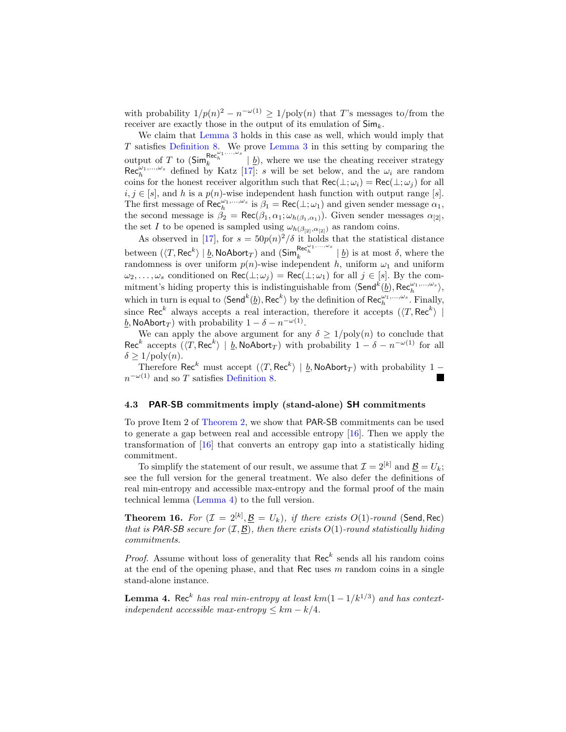with probability $1/p(n)^2 - n^{-\omega(1)} \geq 1/\mathrm{poly}(n)$ that $T$'s messages to/from the receiver are exactly those in the output of its emulation of $\mathsf{Sim}_k$.

We claim that Lemma 3 holds in this case as well, which would imply that $T$ satisfies Definition 8. We prove Lemma 3 in this setting by comparing the output of $T$ to $(\mathsf{Sim}_k^{\mathsf{Rec}_h^{\omega_1,\ldots,\omega_s}} \mid \underline{b})$, where we use the cheating receiver strategy $\mathsf{Rec}_h^{\omega_1,\ldots,\omega_s}$ defined by Katz [17]: $s$ will be set below, and the $\omega_i$ are random coins for the honest receiver algorithm such that $\mathsf{Rec}(\bot;\omega_i) = \mathsf{Rec}(\bot;\omega_j)$ for all $i,j \in [s]$, and $h$ is a $p(n)$-wise independent hash function with output range $[s]$. The first message of $\mathsf{Rec}_h^{\omega_1,\ldots,\omega_s}$ is $\beta_1 = \mathsf{Rec}(\bot;\omega_1)$ and given sender message $\alpha_1$, the second message is $\beta_2 = \mathsf{Rec}(\beta_1,\alpha_1;\omega_{h(\beta_1,\alpha_1)})$. Given sender messages $\alpha_{[2]}$, the set $I$ to be opened is sampled using $\omega_{h(\beta_{[2]},\alpha_{[2]})}$ as random coins.

As observed in [17], for $s = 50p(n)^2/\delta$ it holds that the statistical distance between $(\langle T, \mathsf{Rec}^k\rangle \mid \underline{b}, \mathsf{NoAbort}_T)$ and $(\mathsf{Sim}_k^{\mathsf{Rec}_h^{\omega_1,\ldots,\omega_s}} \mid \underline{b})$ is at most $\delta$, where the randomness is over uniform $p(n)$-wise independent $h$, uniform $\omega_1$ and uniform $\omega_2,\ldots,\omega_s$ conditioned on $\mathsf{Rec}(\bot;\omega_j) = \mathsf{Rec}(\bot;\omega_1)$ for all $j \in [s]$. By the commitment's hiding property this is indistinguishable from $\langle \mathsf{Send}^k(\underline{b}), \mathsf{Rec}_h^{\omega_1,\ldots,\omega_s}\rangle$, which in turn is equal to $\langle \mathsf{Send}^k(\underline{b}), \mathsf{Rec}^k\rangle$ by the definition of $\mathsf{Rec}_h^{\omega_1,\ldots,\omega_s}$. Finally, since $\mathsf{Rec}^k$ always accepts a real interaction, therefore it accepts $(\langle T, \mathsf{Rec}^k\rangle \mid \underline{b}, \mathsf{NoAbort}_T)$ with probability $1 - \delta - n^{-\omega(1)}$.

We can apply the above argument for any $\delta \geq 1/\mathrm{poly}(n)$ to conclude that $\mathsf{Rec}^k$ accepts $(\langle T, \mathsf{Rec}^k\rangle \mid \underline{b}, \mathsf{NoAbort}_T)$ with probability $1 - \delta - n^{-\omega(1)}$ for all $\delta \geq 1/\mathrm{poly}(n)$.

Therefore $\mathsf{Rec}^k$ must accept $(\langle T, \mathsf{Rec}^k\rangle \mid \underline{b}, \mathsf{NoAbort}_T)$ with probability $1 - n^{-\omega(1)}$ and so $T$ satisfies Definition 8. ∎

### 4.3 PAR-SB commitments imply (stand-alone) SH commitments

To prove Item 2 of Theorem 2, we show that PAR-SB commitments can be used to generate a gap between real and accessible entropy [16]. Then we apply the transformation of [16] that converts an entropy gap into a statistically hiding commitment.

To simplify the statement of our result, we assume that $\mathcal{I} = 2^{[k]}$ and $\underline{\mathcal{B}} = U_k$; see the full version for the general treatment. We also defer the definitions of real min-entropy and accessible max-entropy and the formal proof of the main technical lemma (Lemma 4) to the full version.

**Theorem 16.** *For $(\mathcal{I} = 2^{[k]}, \underline{\mathcal{B}} = U_k)$, if there exists $O(1)$-round $(\mathsf{Send}, \mathsf{Rec})$ that is PAR-SB secure for $(\mathcal{I}, \underline{\mathcal{B}})$, then there exists $O(1)$-round statistically hiding commitments.*

*Proof.* Assume without loss of generality that $\mathsf{Rec}^k$ sends all his random coins at the end of the opening phase, and that $\mathsf{Rec}$ uses $m$ random coins in a single stand-alone instance.

**Lemma 4.** *$\mathsf{Rec}^k$ has real min-entropy at least $km(1 - 1/k^{1/3})$ and has context-independent accessible max-entropy $\leq km - k/4$.*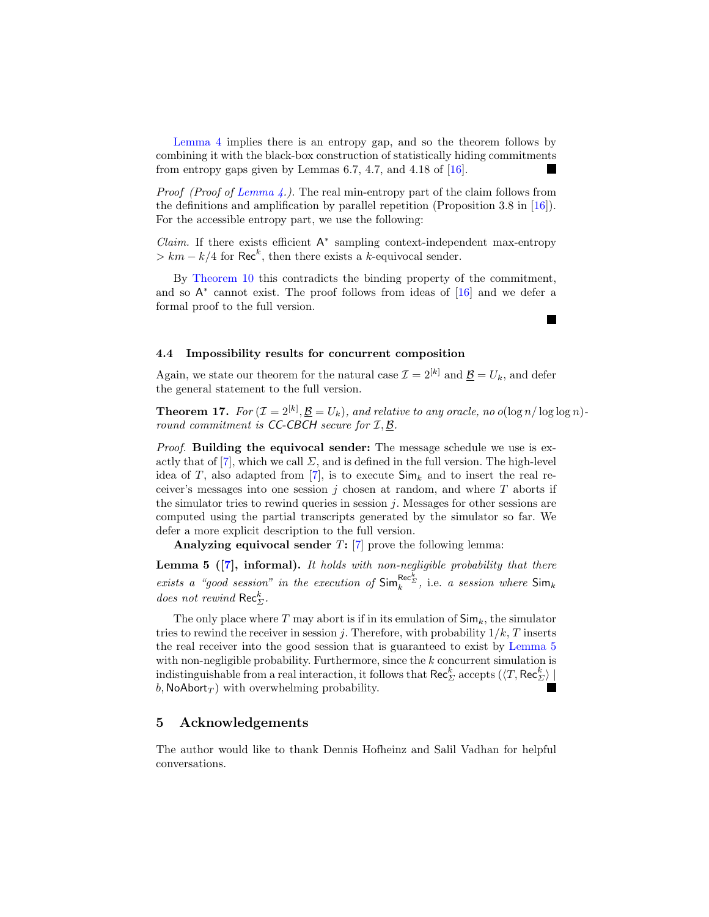Lemma 4 implies there is an entropy gap, and so the theorem follows by combining it with the black-box construction of statistically hiding commitments from entropy gaps given by Lemmas 6.7, 4.7, and 4.18 of [16]. ■

*Proof (Proof of Lemma 4.).* The real min-entropy part of the claim follows from the definitions and amplification by parallel repetition (Proposition 3.8 in [16]). For the accessible entropy part, we use the following:

*Claim.* If there exists efficient $\mathsf{A}^*$ sampling context-independent max-entropy $> km - k/4$ for $\mathsf{Rec}^k$, then there exists a $k$-equivocal sender.

By Theorem 10 this contradicts the binding property of the commitment, and so $\mathsf{A}^*$ cannot exist. The proof follows from ideas of [16] and we defer a formal proof to the full version.

■

### 4.4 Impossibility results for concurrent composition

Again, we state our theorem for the natural case $\mathcal{I} = 2^{[k]}$ and $\underline{\mathcal{B}} = U_k$, and defer the general statement to the full version.

**Theorem 17.** *For $(\mathcal{I} = 2^{[k]}, \underline{\mathcal{B}} = U_k)$, and relative to any oracle, no $o(\log n / \log\log n)$-round commitment is CC-CBCH secure for $\mathcal{I}, \underline{\mathcal{B}}$.*

*Proof.* **Building the equivocal sender:** The message schedule we use is exactly that of [7], which we call $\Sigma$, and is defined in the full version. The high-level idea of $T$, also adapted from [7], is to execute $\mathsf{Sim}_k$ and to insert the real receiver's messages into one session $j$ chosen at random, and where $T$ aborts if the simulator tries to rewind queries in session $j$. Messages for other sessions are computed using the partial transcripts generated by the simulator so far. We defer a more explicit description to the full version.

**Analyzing equivocal sender $T$:** [7] prove the following lemma:

**Lemma 5 ([7], informal).** *It holds with non-negligible probability that there exists a "good session" in the execution of $\mathsf{Sim}_k^{\mathsf{Rec}_\Sigma^k}$, i.e. a session where $\mathsf{Sim}_k$ does not rewind $\mathsf{Rec}_\Sigma^k$.*

The only place where $T$ may abort is if in its emulation of $\mathsf{Sim}_k$, the simulator tries to rewind the receiver in session $j$. Therefore, with probability $1/k$, $T$ inserts the real receiver into the good session that is guaranteed to exist by Lemma 5 with non-negligible probability. Furthermore, since the $k$ concurrent simulation is indistinguishable from a real interaction, it follows that $\mathsf{Rec}_\Sigma^k$ accepts $(\langle T, \mathsf{Rec}_\Sigma^k \rangle \mid b, \mathsf{NoAbort}_T)$ with overwhelming probability. ■

## 5 Acknowledgements

The author would like to thank Dennis Hofheinz and Salil Vadhan for helpful conversations.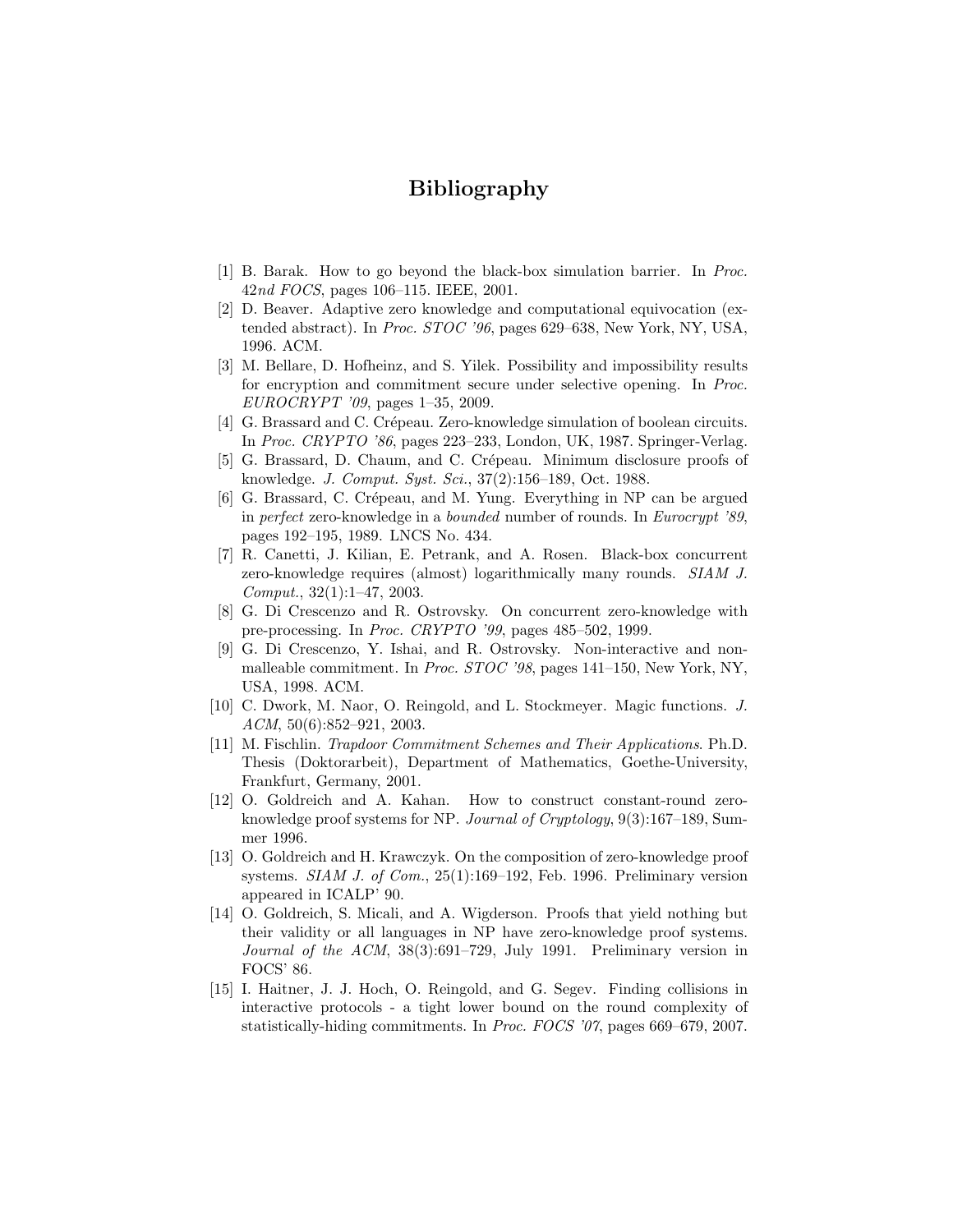# Bibliography

[1] B. Barak. How to go beyond the black-box simulation barrier. In *Proc. 42nd FOCS*, pages 106–115. IEEE, 2001.

[2] D. Beaver. Adaptive zero knowledge and computational equivocation (extended abstract). In *Proc. STOC '96*, pages 629–638, New York, NY, USA, 1996. ACM.

[3] M. Bellare, D. Hofheinz, and S. Yilek. Possibility and impossibility results for encryption and commitment secure under selective opening. In *Proc. EUROCRYPT '09*, pages 1–35, 2009.

[4] G. Brassard and C. Crépeau. Zero-knowledge simulation of boolean circuits. In *Proc. CRYPTO '86*, pages 223–233, London, UK, 1987. Springer-Verlag.

[5] G. Brassard, D. Chaum, and C. Crépeau. Minimum disclosure proofs of knowledge. *J. Comput. Syst. Sci.*, 37(2):156–189, Oct. 1988.

[6] G. Brassard, C. Crépeau, and M. Yung. Everything in NP can be argued in *perfect* zero-knowledge in a *bounded* number of rounds. In *Eurocrypt '89*, pages 192–195, 1989. LNCS No. 434.

[7] R. Canetti, J. Kilian, E. Petrank, and A. Rosen. Black-box concurrent zero-knowledge requires (almost) logarithmically many rounds. *SIAM J. Comput.*, 32(1):1–47, 2003.

[8] G. Di Crescenzo and R. Ostrovsky. On concurrent zero-knowledge with pre-processing. In *Proc. CRYPTO '99*, pages 485–502, 1999.

[9] G. Di Crescenzo, Y. Ishai, and R. Ostrovsky. Non-interactive and non-malleable commitment. In *Proc. STOC '98*, pages 141–150, New York, NY, USA, 1998. ACM.

[10] C. Dwork, M. Naor, O. Reingold, and L. Stockmeyer. Magic functions. *J. ACM*, 50(6):852–921, 2003.

[11] M. Fischlin. *Trapdoor Commitment Schemes and Their Applications*. Ph.D. Thesis (Doktorarbeit), Department of Mathematics, Goethe-University, Frankfurt, Germany, 2001.

[12] O. Goldreich and A. Kahan. How to construct constant-round zero-knowledge proof systems for NP. *Journal of Cryptology*, 9(3):167–189, Summer 1996.

[13] O. Goldreich and H. Krawczyk. On the composition of zero-knowledge proof systems. *SIAM J. of Com.*, 25(1):169–192, Feb. 1996. Preliminary version appeared in ICALP' 90.

[14] O. Goldreich, S. Micali, and A. Wigderson. Proofs that yield nothing but their validity or all languages in NP have zero-knowledge proof systems. *Journal of the ACM*, 38(3):691–729, July 1991. Preliminary version in FOCS' 86.

[15] I. Haitner, J. J. Hoch, O. Reingold, and G. Segev. Finding collisions in interactive protocols - a tight lower bound on the round complexity of statistically-hiding commitments. In *Proc. FOCS '07*, pages 669–679, 2007.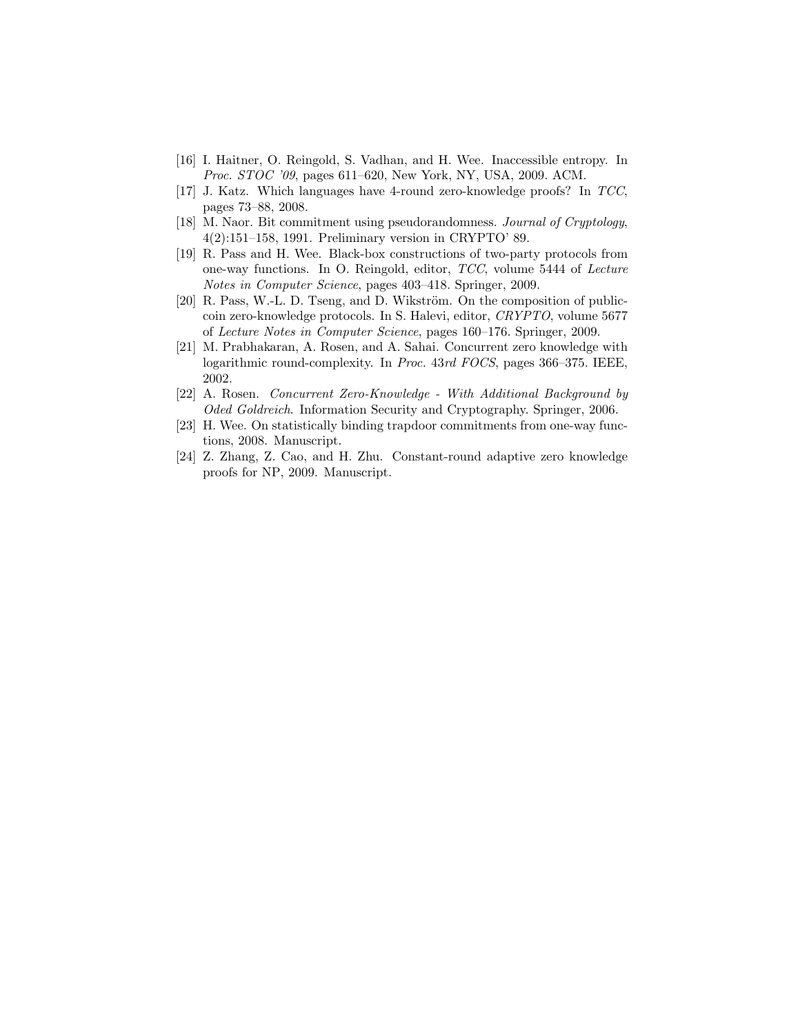[16] I. Haitner, O. Reingold, S. Vadhan, and H. Wee. Inaccessible entropy. In *Proc. STOC '09*, pages 611–620, New York, NY, USA, 2009. ACM.

[17] J. Katz. Which languages have 4-round zero-knowledge proofs? In *TCC*, pages 73–88, 2008.

[18] M. Naor. Bit commitment using pseudorandomness. *Journal of Cryptology*, 4(2):151–158, 1991. Preliminary version in CRYPTO' 89.

[19] R. Pass and H. Wee. Black-box constructions of two-party protocols from one-way functions. In O. Reingold, editor, *TCC*, volume 5444 of *Lecture Notes in Computer Science*, pages 403–418. Springer, 2009.

[20] R. Pass, W.-L. D. Tseng, and D. Wikström. On the composition of public-coin zero-knowledge protocols. In S. Halevi, editor, *CRYPTO*, volume 5677 of *Lecture Notes in Computer Science*, pages 160–176. Springer, 2009.

[21] M. Prabhakaran, A. Rosen, and A. Sahai. Concurrent zero knowledge with logarithmic round-complexity. In *Proc. 43rd FOCS*, pages 366–375. IEEE, 2002.

[22] A. Rosen. *Concurrent Zero-Knowledge - With Additional Background by Oded Goldreich*. Information Security and Cryptography. Springer, 2006.

[23] H. Wee. On statistically binding trapdoor commitments from one-way functions, 2008. Manuscript.

[24] Z. Zhang, Z. Cao, and H. Zhu. Constant-round adaptive zero knowledge proofs for NP, 2009. Manuscript.